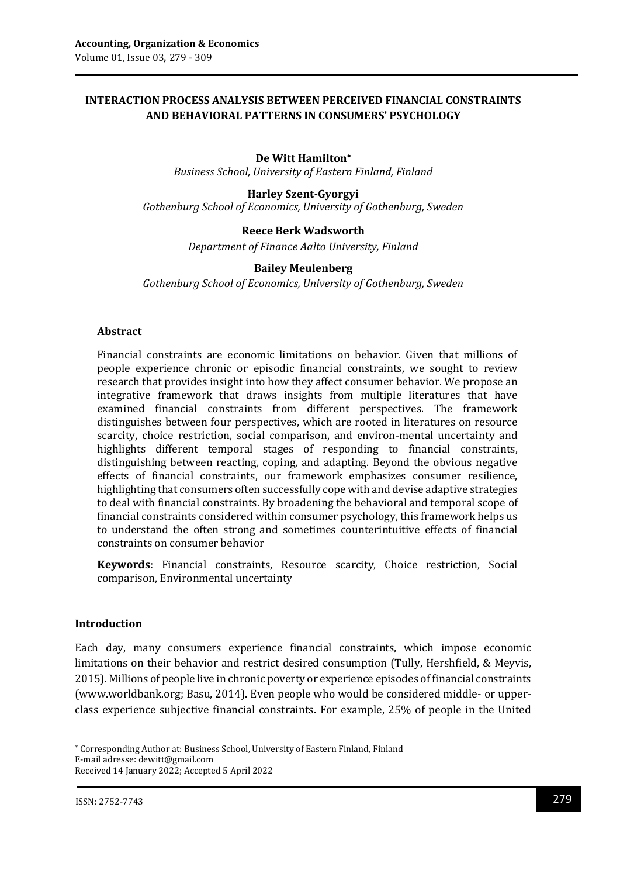# INTERACTION PROCESS ANALYSIS BETWEEN PERCEIVED FINANCIAL CONSTRAINTS AND BEHAVIORAL PATTERNS IN CONSUMERS' PSYCHOLOGY

**De Witt Hamilton**[*]
*Business School, University of Eastern Finland, Finland*

**Harley Szent-Gyorgyi**
*Gothenburg School of Economics, University of Gothenburg, Sweden*

**Reece Berk Wadsworth**
*Department of Finance Aalto University, Finland*

**Bailey Meulenberg**
*Gothenburg School of Economics, University of Gothenburg, Sweden*

### Abstract

Financial constraints are economic limitations on behavior. Given that millions of people experience chronic or episodic financial constraints, we sought to review research that provides insight into how they affect consumer behavior. We propose an integrative framework that draws insights from multiple literatures that have examined financial constraints from different perspectives. The framework distinguishes between four perspectives, which are rooted in literatures on resource scarcity, choice restriction, social comparison, and environ-mental uncertainty and highlights different temporal stages of responding to financial constraints, distinguishing between reacting, coping, and adapting. Beyond the obvious negative effects of financial constraints, our framework emphasizes consumer resilience, highlighting that consumers often successfully cope with and devise adaptive strategies to deal with financial constraints. By broadening the behavioral and temporal scope of financial constraints considered within consumer psychology, this framework helps us to understand the often strong and sometimes counterintuitive effects of financial constraints on consumer behavior

**Keywords**: Financial constraints, Resource scarcity, Choice restriction, Social comparison, Environmental uncertainty

### Introduction

Each day, many consumers experience financial constraints, which impose economic limitations on their behavior and restrict desired consumption (Tully, Hershfield, & Meyvis, 2015). Millions of people live in chronic poverty or experience episodes of financial constraints (www.worldbank.org; Basu, 2014). Even people who would be considered middle- or upper-class experience subjective financial constraints. For example, 25% of people in the United

[*] Corresponding Author at: Business School, University of Eastern Finland, Finland
E-mail adresse: dewitt@gmail.com
Received 14 January 2022; Accepted 5 April 2022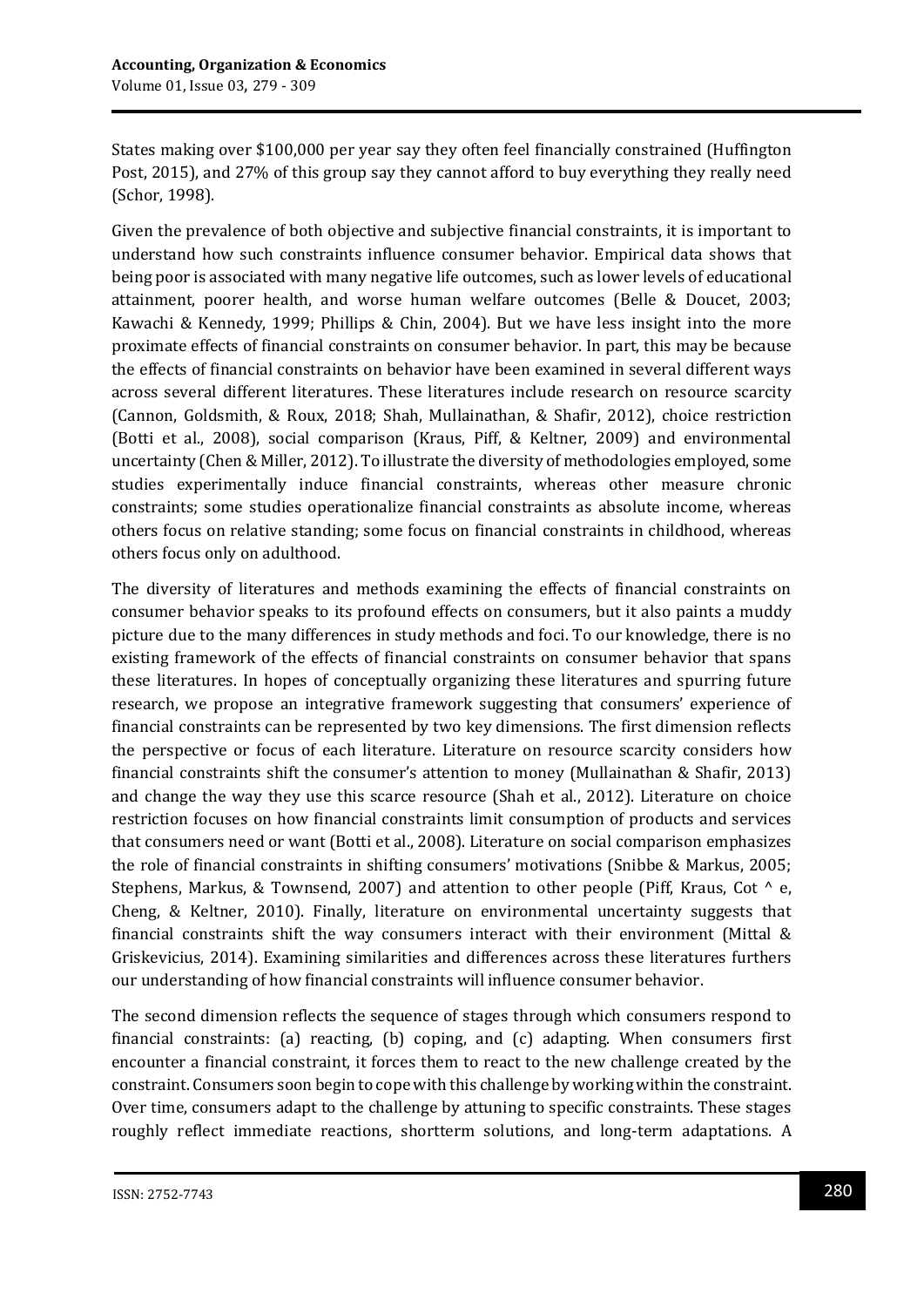States making over $100,000 per year say they often feel financially constrained (Huffington Post, 2015), and 27% of this group say they cannot afford to buy everything they really need (Schor, 1998).

Given the prevalence of both objective and subjective financial constraints, it is important to understand how such constraints influence consumer behavior. Empirical data shows that being poor is associated with many negative life outcomes, such as lower levels of educational attainment, poorer health, and worse human welfare outcomes (Belle & Doucet, 2003; Kawachi & Kennedy, 1999; Phillips & Chin, 2004). But we have less insight into the more proximate effects of financial constraints on consumer behavior. In part, this may be because the effects of financial constraints on behavior have been examined in several different ways across several different literatures. These literatures include research on resource scarcity (Cannon, Goldsmith, & Roux, 2018; Shah, Mullainathan, & Shafir, 2012), choice restriction (Botti et al., 2008), social comparison (Kraus, Piff, & Keltner, 2009) and environmental uncertainty (Chen & Miller, 2012). To illustrate the diversity of methodologies employed, some studies experimentally induce financial constraints, whereas other measure chronic constraints; some studies operationalize financial constraints as absolute income, whereas others focus on relative standing; some focus on financial constraints in childhood, whereas others focus only on adulthood.

The diversity of literatures and methods examining the effects of financial constraints on consumer behavior speaks to its profound effects on consumers, but it also paints a muddy picture due to the many differences in study methods and foci. To our knowledge, there is no existing framework of the effects of financial constraints on consumer behavior that spans these literatures. In hopes of conceptually organizing these literatures and spurring future research, we propose an integrative framework suggesting that consumers' experience of financial constraints can be represented by two key dimensions. The first dimension reflects the perspective or focus of each literature. Literature on resource scarcity considers how financial constraints shift the consumer's attention to money (Mullainathan & Shafir, 2013) and change the way they use this scarce resource (Shah et al., 2012). Literature on choice restriction focuses on how financial constraints limit consumption of products and services that consumers need or want (Botti et al., 2008). Literature on social comparison emphasizes the role of financial constraints in shifting consumers' motivations (Snibbe & Markus, 2005; Stephens, Markus, & Townsend, 2007) and attention to other people (Piff, Kraus, Cot ^ e, Cheng, & Keltner, 2010). Finally, literature on environmental uncertainty suggests that financial constraints shift the way consumers interact with their environment (Mittal & Griskevicius, 2014). Examining similarities and differences across these literatures furthers our understanding of how financial constraints will influence consumer behavior.

The second dimension reflects the sequence of stages through which consumers respond to financial constraints: (a) reacting, (b) coping, and (c) adapting. When consumers first encounter a financial constraint, it forces them to react to the new challenge created by the constraint. Consumers soon begin to cope with this challenge by working within the constraint. Over time, consumers adapt to the challenge by attuning to specific constraints. These stages roughly reflect immediate reactions, shortterm solutions, and long-term adaptations. A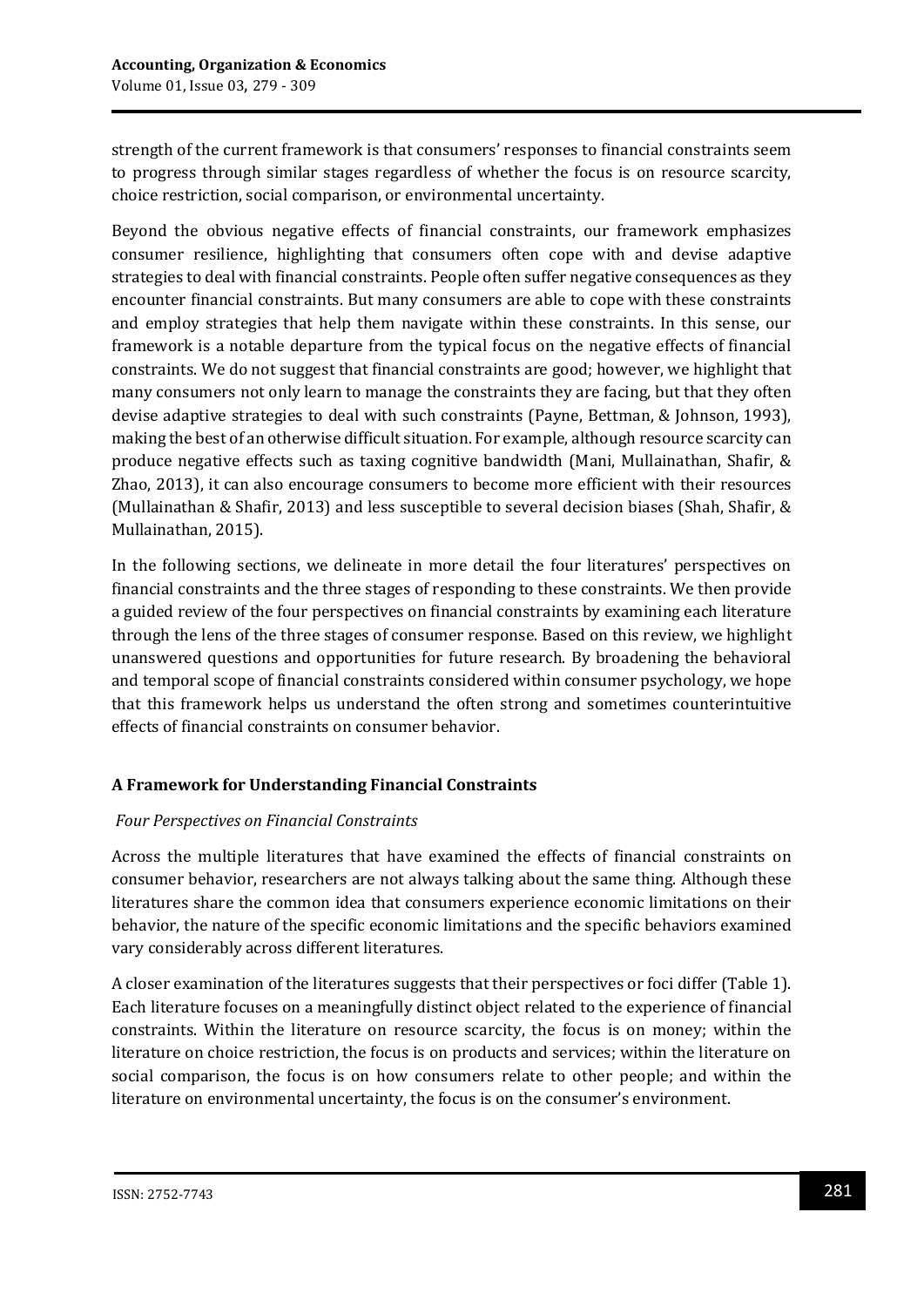strength of the current framework is that consumers' responses to financial constraints seem to progress through similar stages regardless of whether the focus is on resource scarcity, choice restriction, social comparison, or environmental uncertainty.

Beyond the obvious negative effects of financial constraints, our framework emphasizes consumer resilience, highlighting that consumers often cope with and devise adaptive strategies to deal with financial constraints. People often suffer negative consequences as they encounter financial constraints. But many consumers are able to cope with these constraints and employ strategies that help them navigate within these constraints. In this sense, our framework is a notable departure from the typical focus on the negative effects of financial constraints. We do not suggest that financial constraints are good; however, we highlight that many consumers not only learn to manage the constraints they are facing, but that they often devise adaptive strategies to deal with such constraints (Payne, Bettman, & Johnson, 1993), making the best of an otherwise difficult situation. For example, although resource scarcity can produce negative effects such as taxing cognitive bandwidth (Mani, Mullainathan, Shafir, & Zhao, 2013), it can also encourage consumers to become more efficient with their resources (Mullainathan & Shafir, 2013) and less susceptible to several decision biases (Shah, Shafir, & Mullainathan, 2015).

In the following sections, we delineate in more detail the four literatures' perspectives on financial constraints and the three stages of responding to these constraints. We then provide a guided review of the four perspectives on financial constraints by examining each literature through the lens of the three stages of consumer response. Based on this review, we highlight unanswered questions and opportunities for future research. By broadening the behavioral and temporal scope of financial constraints considered within consumer psychology, we hope that this framework helps us understand the often strong and sometimes counterintuitive effects of financial constraints on consumer behavior.

## A Framework for Understanding Financial Constraints

### *Four Perspectives on Financial Constraints*

Across the multiple literatures that have examined the effects of financial constraints on consumer behavior, researchers are not always talking about the same thing. Although these literatures share the common idea that consumers experience economic limitations on their behavior, the nature of the specific economic limitations and the specific behaviors examined vary considerably across different literatures.

A closer examination of the literatures suggests that their perspectives or foci differ (Table 1). Each literature focuses on a meaningfully distinct object related to the experience of financial constraints. Within the literature on resource scarcity, the focus is on money; within the literature on choice restriction, the focus is on products and services; within the literature on social comparison, the focus is on how consumers relate to other people; and within the literature on environmental uncertainty, the focus is on the consumer's environment.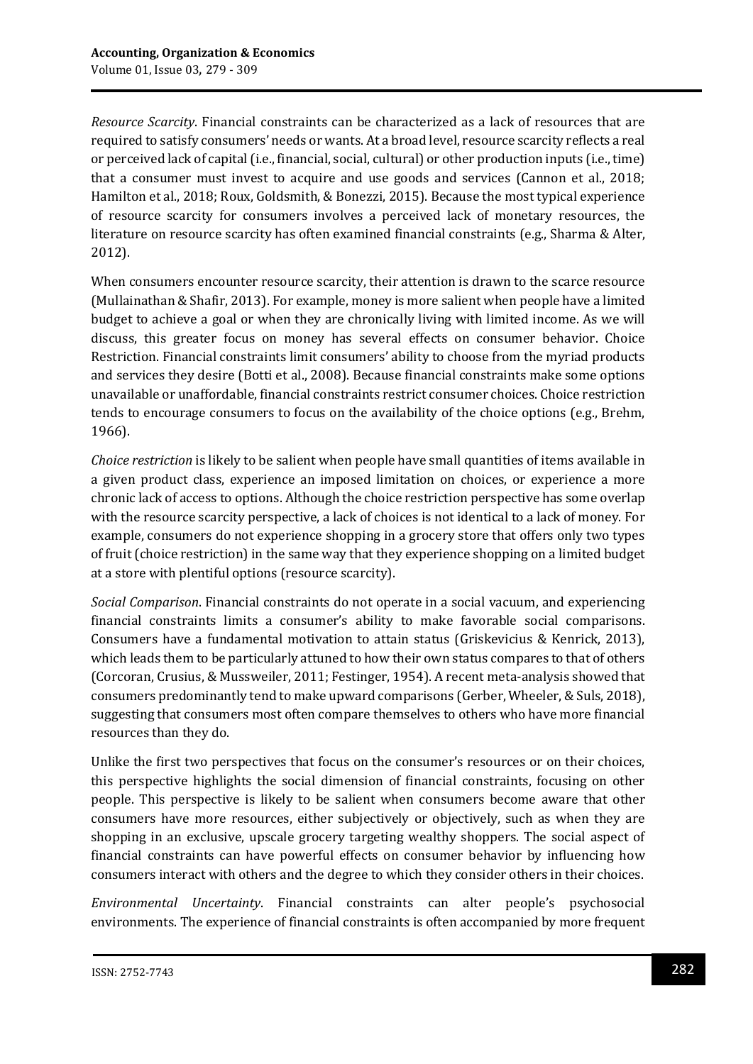*Resource Scarcity*. Financial constraints can be characterized as a lack of resources that are required to satisfy consumers' needs or wants. At a broad level, resource scarcity reflects a real or perceived lack of capital (i.e., financial, social, cultural) or other production inputs (i.e., time) that a consumer must invest to acquire and use goods and services (Cannon et al., 2018; Hamilton et al., 2018; Roux, Goldsmith, & Bonezzi, 2015). Because the most typical experience of resource scarcity for consumers involves a perceived lack of monetary resources, the literature on resource scarcity has often examined financial constraints (e.g., Sharma & Alter, 2012).

When consumers encounter resource scarcity, their attention is drawn to the scarce resource (Mullainathan & Shafir, 2013). For example, money is more salient when people have a limited budget to achieve a goal or when they are chronically living with limited income. As we will discuss, this greater focus on money has several effects on consumer behavior. Choice Restriction. Financial constraints limit consumers' ability to choose from the myriad products and services they desire (Botti et al., 2008). Because financial constraints make some options unavailable or unaffordable, financial constraints restrict consumer choices. Choice restriction tends to encourage consumers to focus on the availability of the choice options (e.g., Brehm, 1966).

*Choice restriction* is likely to be salient when people have small quantities of items available in a given product class, experience an imposed limitation on choices, or experience a more chronic lack of access to options. Although the choice restriction perspective has some overlap with the resource scarcity perspective, a lack of choices is not identical to a lack of money. For example, consumers do not experience shopping in a grocery store that offers only two types of fruit (choice restriction) in the same way that they experience shopping on a limited budget at a store with plentiful options (resource scarcity).

*Social Comparison*. Financial constraints do not operate in a social vacuum, and experiencing financial constraints limits a consumer's ability to make favorable social comparisons. Consumers have a fundamental motivation to attain status (Griskevicius & Kenrick, 2013), which leads them to be particularly attuned to how their own status compares to that of others (Corcoran, Crusius, & Mussweiler, 2011; Festinger, 1954). A recent meta-analysis showed that consumers predominantly tend to make upward comparisons (Gerber, Wheeler, & Suls, 2018), suggesting that consumers most often compare themselves to others who have more financial resources than they do.

Unlike the first two perspectives that focus on the consumer's resources or on their choices, this perspective highlights the social dimension of financial constraints, focusing on other people. This perspective is likely to be salient when consumers become aware that other consumers have more resources, either subjectively or objectively, such as when they are shopping in an exclusive, upscale grocery targeting wealthy shoppers. The social aspect of financial constraints can have powerful effects on consumer behavior by influencing how consumers interact with others and the degree to which they consider others in their choices.

*Environmental Uncertainty*. Financial constraints can alter people's psychosocial environments. The experience of financial constraints is often accompanied by more frequent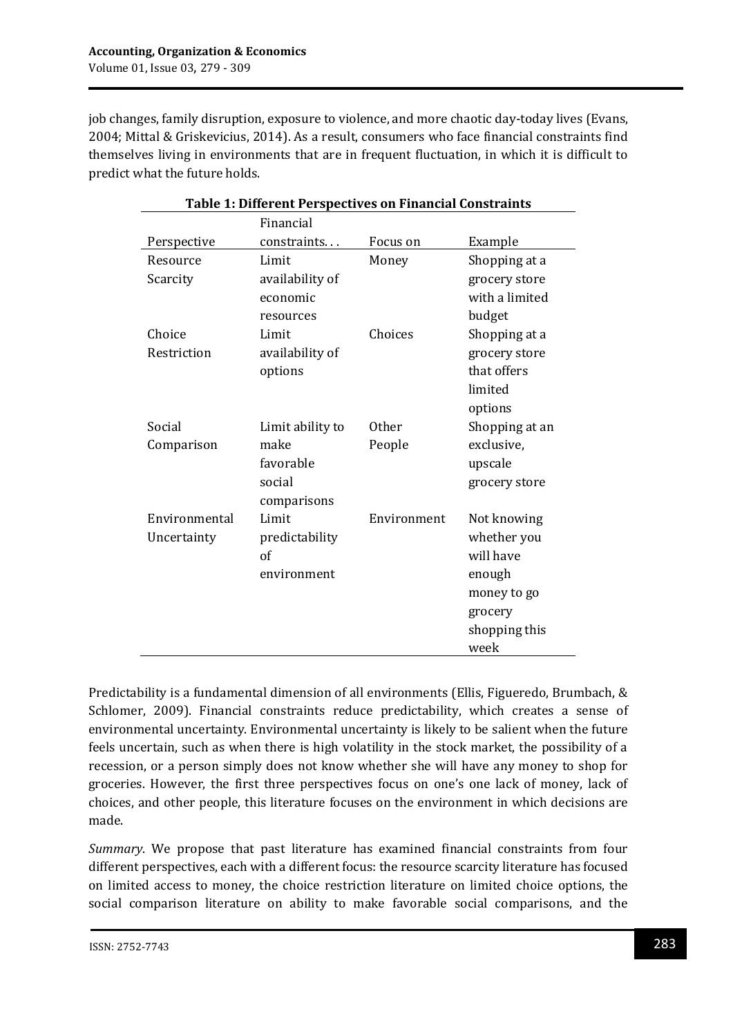job changes, family disruption, exposure to violence, and more chaotic day-today lives (Evans, 2004; Mittal & Griskevicius, 2014). As a result, consumers who face financial constraints find themselves living in environments that are in frequent fluctuation, in which it is difficult to predict what the future holds.

**Table 1: Different Perspectives on Financial Constraints**

| Perspective | Financial constraints. . . | Focus on | Example |
|---|---|---|---|
| Resource Scarcity | Limit availability of economic resources | Money | Shopping at a grocery store with a limited budget |
| Choice Restriction | Limit availability of options | Choices | Shopping at a grocery store that offers limited options |
| Social Comparison | Limit ability to make favorable social comparisons | Other People | Shopping at an exclusive, upscale grocery store |
| Environmental Uncertainty | Limit predictability of environment | Environment | Not knowing whether you will have enough money to go grocery shopping this week |

Predictability is a fundamental dimension of all environments (Ellis, Figueredo, Brumbach, & Schlomer, 2009). Financial constraints reduce predictability, which creates a sense of environmental uncertainty. Environmental uncertainty is likely to be salient when the future feels uncertain, such as when there is high volatility in the stock market, the possibility of a recession, or a person simply does not know whether she will have any money to shop for groceries. However, the first three perspectives focus on one's one lack of money, lack of choices, and other people, this literature focuses on the environment in which decisions are made.

*Summary*. We propose that past literature has examined financial constraints from four different perspectives, each with a different focus: the resource scarcity literature has focused on limited access to money, the choice restriction literature on limited choice options, the social comparison literature on ability to make favorable social comparisons, and the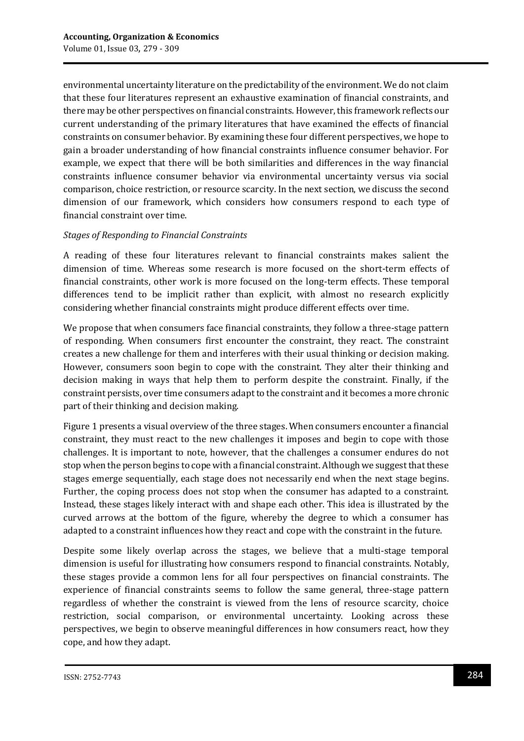environmental uncertainty literature on the predictability of the environment. We do not claim that these four literatures represent an exhaustive examination of financial constraints, and there may be other perspectives on financial constraints. However, this framework reflects our current understanding of the primary literatures that have examined the effects of financial constraints on consumer behavior. By examining these four different perspectives, we hope to gain a broader understanding of how financial constraints influence consumer behavior. For example, we expect that there will be both similarities and differences in the way financial constraints influence consumer behavior via environmental uncertainty versus via social comparison, choice restriction, or resource scarcity. In the next section, we discuss the second dimension of our framework, which considers how consumers respond to each type of financial constraint over time.

*Stages of Responding to Financial Constraints*

A reading of these four literatures relevant to financial constraints makes salient the dimension of time. Whereas some research is more focused on the short-term effects of financial constraints, other work is more focused on the long-term effects. These temporal differences tend to be implicit rather than explicit, with almost no research explicitly considering whether financial constraints might produce different effects over time.

We propose that when consumers face financial constraints, they follow a three-stage pattern of responding. When consumers first encounter the constraint, they react. The constraint creates a new challenge for them and interferes with their usual thinking or decision making. However, consumers soon begin to cope with the constraint. They alter their thinking and decision making in ways that help them to perform despite the constraint. Finally, if the constraint persists, over time consumers adapt to the constraint and it becomes a more chronic part of their thinking and decision making.

Figure 1 presents a visual overview of the three stages. When consumers encounter a financial constraint, they must react to the new challenges it imposes and begin to cope with those challenges. It is important to note, however, that the challenges a consumer endures do not stop when the person begins to cope with a financial constraint. Although we suggest that these stages emerge sequentially, each stage does not necessarily end when the next stage begins. Further, the coping process does not stop when the consumer has adapted to a constraint. Instead, these stages likely interact with and shape each other. This idea is illustrated by the curved arrows at the bottom of the figure, whereby the degree to which a consumer has adapted to a constraint influences how they react and cope with the constraint in the future.

Despite some likely overlap across the stages, we believe that a multi-stage temporal dimension is useful for illustrating how consumers respond to financial constraints. Notably, these stages provide a common lens for all four perspectives on financial constraints. The experience of financial constraints seems to follow the same general, three-stage pattern regardless of whether the constraint is viewed from the lens of resource scarcity, choice restriction, social comparison, or environmental uncertainty. Looking across these perspectives, we begin to observe meaningful differences in how consumers react, how they cope, and how they adapt.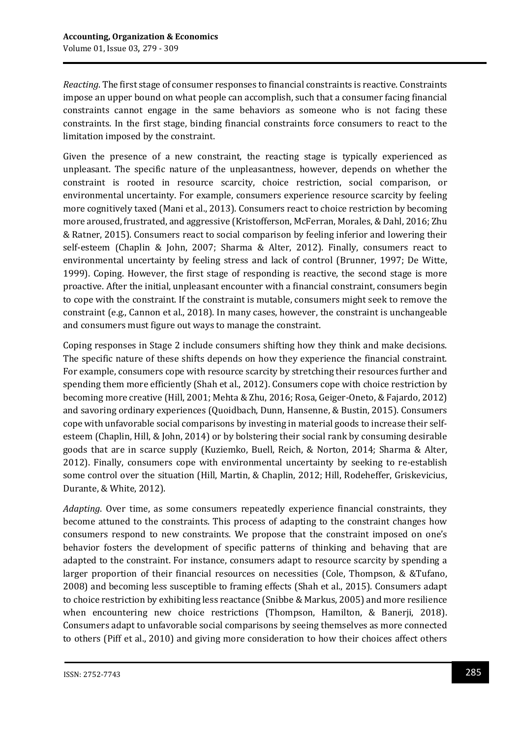*Reacting*. The first stage of consumer responses to financial constraints is reactive. Constraints impose an upper bound on what people can accomplish, such that a consumer facing financial constraints cannot engage in the same behaviors as someone who is not facing these constraints. In the first stage, binding financial constraints force consumers to react to the limitation imposed by the constraint.

Given the presence of a new constraint, the reacting stage is typically experienced as unpleasant. The specific nature of the unpleasantness, however, depends on whether the constraint is rooted in resource scarcity, choice restriction, social comparison, or environmental uncertainty. For example, consumers experience resource scarcity by feeling more cognitively taxed (Mani et al., 2013). Consumers react to choice restriction by becoming more aroused, frustrated, and aggressive (Kristofferson, McFerran, Morales, & Dahl, 2016; Zhu & Ratner, 2015). Consumers react to social comparison by feeling inferior and lowering their self-esteem (Chaplin & John, 2007; Sharma & Alter, 2012). Finally, consumers react to environmental uncertainty by feeling stress and lack of control (Brunner, 1997; De Witte, 1999). Coping. However, the first stage of responding is reactive, the second stage is more proactive. After the initial, unpleasant encounter with a financial constraint, consumers begin to cope with the constraint. If the constraint is mutable, consumers might seek to remove the constraint (e.g., Cannon et al., 2018). In many cases, however, the constraint is unchangeable and consumers must figure out ways to manage the constraint.

Coping responses in Stage 2 include consumers shifting how they think and make decisions. The specific nature of these shifts depends on how they experience the financial constraint. For example, consumers cope with resource scarcity by stretching their resources further and spending them more efficiently (Shah et al., 2012). Consumers cope with choice restriction by becoming more creative (Hill, 2001; Mehta & Zhu, 2016; Rosa, Geiger-Oneto, & Fajardo, 2012) and savoring ordinary experiences (Quoidbach, Dunn, Hansenne, & Bustin, 2015). Consumers cope with unfavorable social comparisons by investing in material goods to increase their self-esteem (Chaplin, Hill, & John, 2014) or by bolstering their social rank by consuming desirable goods that are in scarce supply (Kuziemko, Buell, Reich, & Norton, 2014; Sharma & Alter, 2012). Finally, consumers cope with environmental uncertainty by seeking to re-establish some control over the situation (Hill, Martin, & Chaplin, 2012; Hill, Rodeheffer, Griskevicius, Durante, & White, 2012).

*Adapting*. Over time, as some consumers repeatedly experience financial constraints, they become attuned to the constraints. This process of adapting to the constraint changes how consumers respond to new constraints. We propose that the constraint imposed on one's behavior fosters the development of specific patterns of thinking and behaving that are adapted to the constraint. For instance, consumers adapt to resource scarcity by spending a larger proportion of their financial resources on necessities (Cole, Thompson, & &Tufano, 2008) and becoming less susceptible to framing effects (Shah et al., 2015). Consumers adapt to choice restriction by exhibiting less reactance (Snibbe & Markus, 2005) and more resilience when encountering new choice restrictions (Thompson, Hamilton, & Banerji, 2018). Consumers adapt to unfavorable social comparisons by seeing themselves as more connected to others (Piff et al., 2010) and giving more consideration to how their choices affect others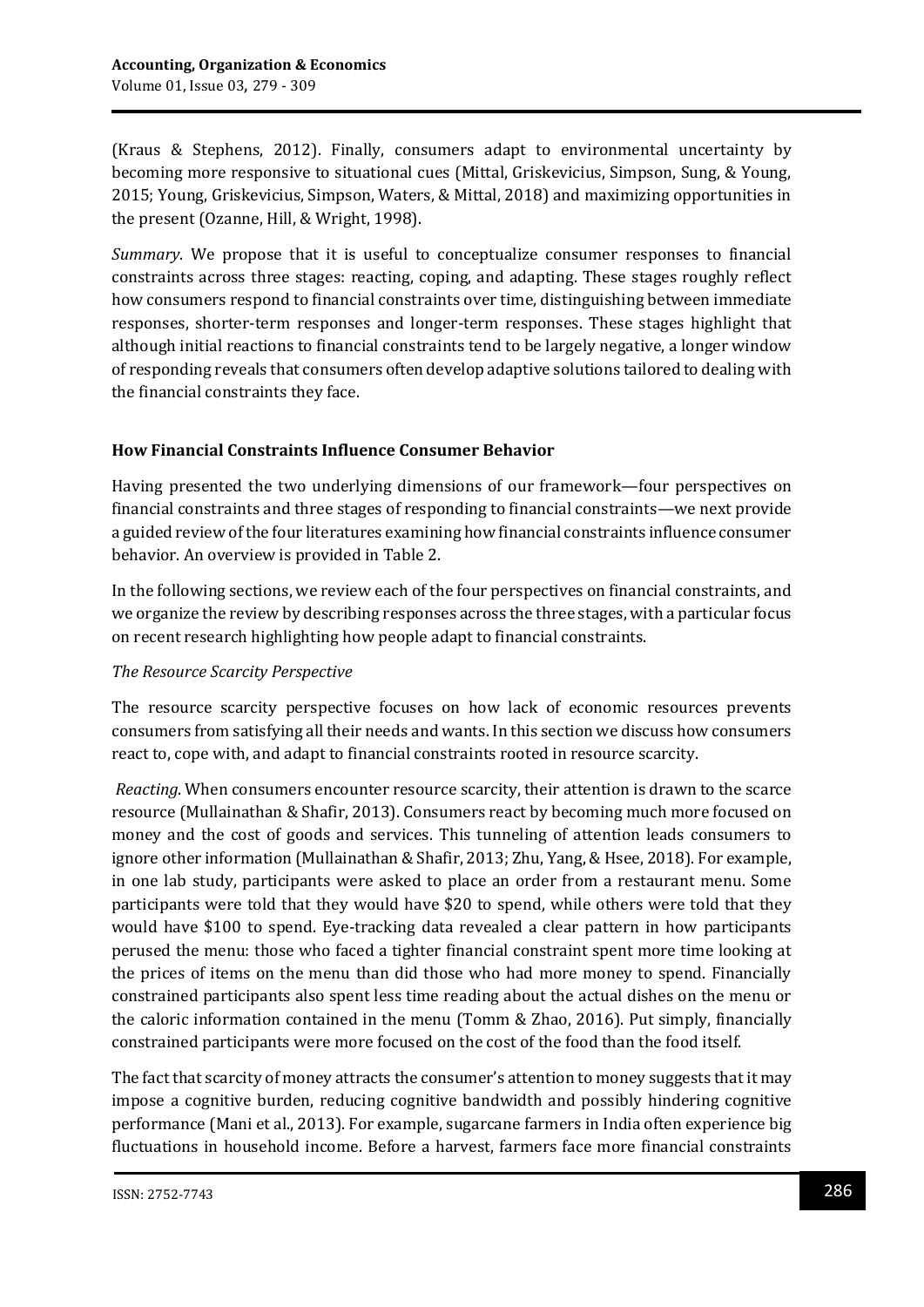(Kraus & Stephens, 2012). Finally, consumers adapt to environmental uncertainty by becoming more responsive to situational cues (Mittal, Griskevicius, Simpson, Sung, & Young, 2015; Young, Griskevicius, Simpson, Waters, & Mittal, 2018) and maximizing opportunities in the present (Ozanne, Hill, & Wright, 1998).

*Summary*. We propose that it is useful to conceptualize consumer responses to financial constraints across three stages: reacting, coping, and adapting. These stages roughly reflect how consumers respond to financial constraints over time, distinguishing between immediate responses, shorter-term responses and longer-term responses. These stages highlight that although initial reactions to financial constraints tend to be largely negative, a longer window of responding reveals that consumers often develop adaptive solutions tailored to dealing with the financial constraints they face.

## How Financial Constraints Influence Consumer Behavior

Having presented the two underlying dimensions of our framework—four perspectives on financial constraints and three stages of responding to financial constraints—we next provide a guided review of the four literatures examining how financial constraints influence consumer behavior. An overview is provided in Table 2.

In the following sections, we review each of the four perspectives on financial constraints, and we organize the review by describing responses across the three stages, with a particular focus on recent research highlighting how people adapt to financial constraints.

### *The Resource Scarcity Perspective*

The resource scarcity perspective focuses on how lack of economic resources prevents consumers from satisfying all their needs and wants. In this section we discuss how consumers react to, cope with, and adapt to financial constraints rooted in resource scarcity.

*Reacting*. When consumers encounter resource scarcity, their attention is drawn to the scarce resource (Mullainathan & Shafir, 2013). Consumers react by becoming much more focused on money and the cost of goods and services. This tunneling of attention leads consumers to ignore other information (Mullainathan & Shafir, 2013; Zhu, Yang, & Hsee, 2018). For example, in one lab study, participants were asked to place an order from a restaurant menu. Some participants were told that they would have $20 to spend, while others were told that they would have $100 to spend. Eye-tracking data revealed a clear pattern in how participants perused the menu: those who faced a tighter financial constraint spent more time looking at the prices of items on the menu than did those who had more money to spend. Financially constrained participants also spent less time reading about the actual dishes on the menu or the caloric information contained in the menu (Tomm & Zhao, 2016). Put simply, financially constrained participants were more focused on the cost of the food than the food itself.

The fact that scarcity of money attracts the consumer's attention to money suggests that it may impose a cognitive burden, reducing cognitive bandwidth and possibly hindering cognitive performance (Mani et al., 2013). For example, sugarcane farmers in India often experience big fluctuations in household income. Before a harvest, farmers face more financial constraints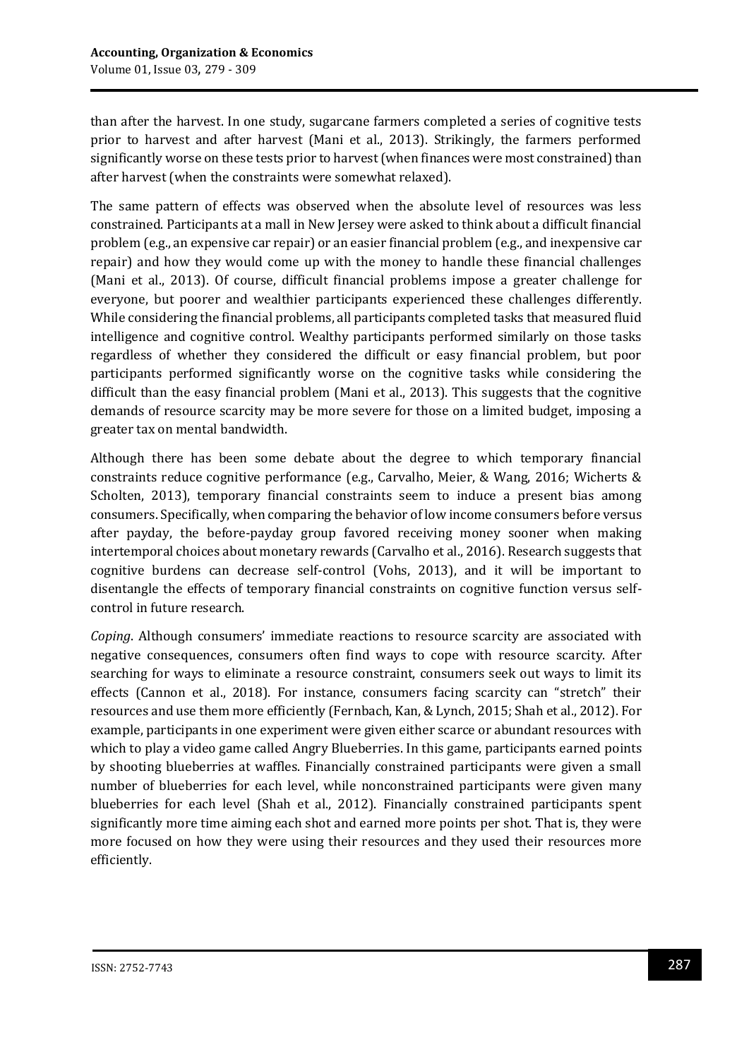than after the harvest. In one study, sugarcane farmers completed a series of cognitive tests prior to harvest and after harvest (Mani et al., 2013). Strikingly, the farmers performed significantly worse on these tests prior to harvest (when finances were most constrained) than after harvest (when the constraints were somewhat relaxed).

The same pattern of effects was observed when the absolute level of resources was less constrained. Participants at a mall in New Jersey were asked to think about a difficult financial problem (e.g., an expensive car repair) or an easier financial problem (e.g., and inexpensive car repair) and how they would come up with the money to handle these financial challenges (Mani et al., 2013). Of course, difficult financial problems impose a greater challenge for everyone, but poorer and wealthier participants experienced these challenges differently. While considering the financial problems, all participants completed tasks that measured fluid intelligence and cognitive control. Wealthy participants performed similarly on those tasks regardless of whether they considered the difficult or easy financial problem, but poor participants performed significantly worse on the cognitive tasks while considering the difficult than the easy financial problem (Mani et al., 2013). This suggests that the cognitive demands of resource scarcity may be more severe for those on a limited budget, imposing a greater tax on mental bandwidth.

Although there has been some debate about the degree to which temporary financial constraints reduce cognitive performance (e.g., Carvalho, Meier, & Wang, 2016; Wicherts & Scholten, 2013), temporary financial constraints seem to induce a present bias among consumers. Specifically, when comparing the behavior of low income consumers before versus after payday, the before-payday group favored receiving money sooner when making intertemporal choices about monetary rewards (Carvalho et al., 2016). Research suggests that cognitive burdens can decrease self-control (Vohs, 2013), and it will be important to disentangle the effects of temporary financial constraints on cognitive function versus self-control in future research.

*Coping*. Although consumers' immediate reactions to resource scarcity are associated with negative consequences, consumers often find ways to cope with resource scarcity. After searching for ways to eliminate a resource constraint, consumers seek out ways to limit its effects (Cannon et al., 2018). For instance, consumers facing scarcity can "stretch" their resources and use them more efficiently (Fernbach, Kan, & Lynch, 2015; Shah et al., 2012). For example, participants in one experiment were given either scarce or abundant resources with which to play a video game called Angry Blueberries. In this game, participants earned points by shooting blueberries at waffles. Financially constrained participants were given a small number of blueberries for each level, while nonconstrained participants were given many blueberries for each level (Shah et al., 2012). Financially constrained participants spent significantly more time aiming each shot and earned more points per shot. That is, they were more focused on how they were using their resources and they used their resources more efficiently.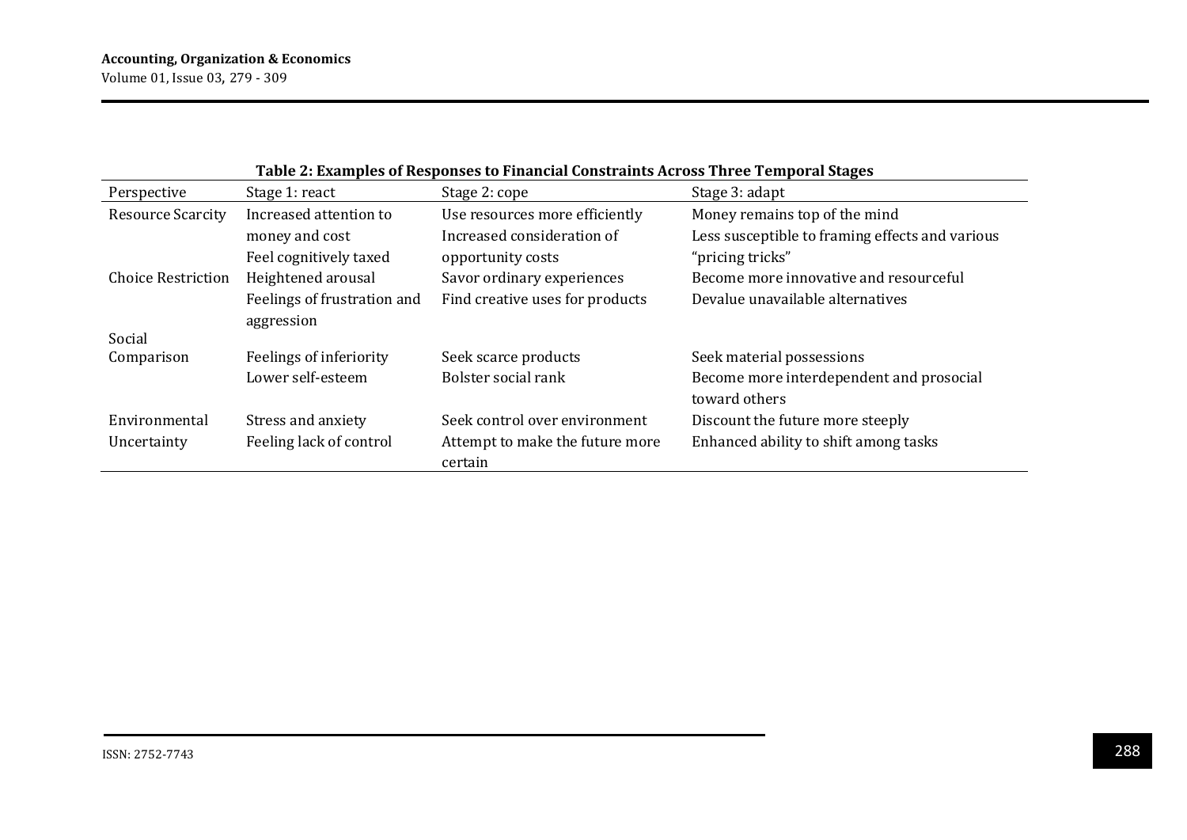**Table 2: Examples of Responses to Financial Constraints Across Three Temporal Stages**

| Perspective | Stage 1: react | Stage 2: cope | Stage 3: adapt |
|---|---|---|---|
| Resource Scarcity | Increased attention to money and cost<br>Feel cognitively taxed | Use resources more efficiently<br>Increased consideration of opportunity costs | Money remains top of the mind<br>Less susceptible to framing effects and various "pricing tricks" |
| Choice Restriction | Heightened arousal<br>Feelings of frustration and aggression | Savor ordinary experiences<br>Find creative uses for products | Become more innovative and resourceful<br>Devalue unavailable alternatives |
| Social Comparison | Feelings of inferiority<br>Lower self-esteem | Seek scarce products<br>Bolster social rank | Seek material possessions<br>Become more interdependent and prosocial toward others |
| Environmental Uncertainty | Stress and anxiety<br>Feeling lack of control | Seek control over environment<br>Attempt to make the future more certain | Discount the future more steeply<br>Enhanced ability to shift among tasks |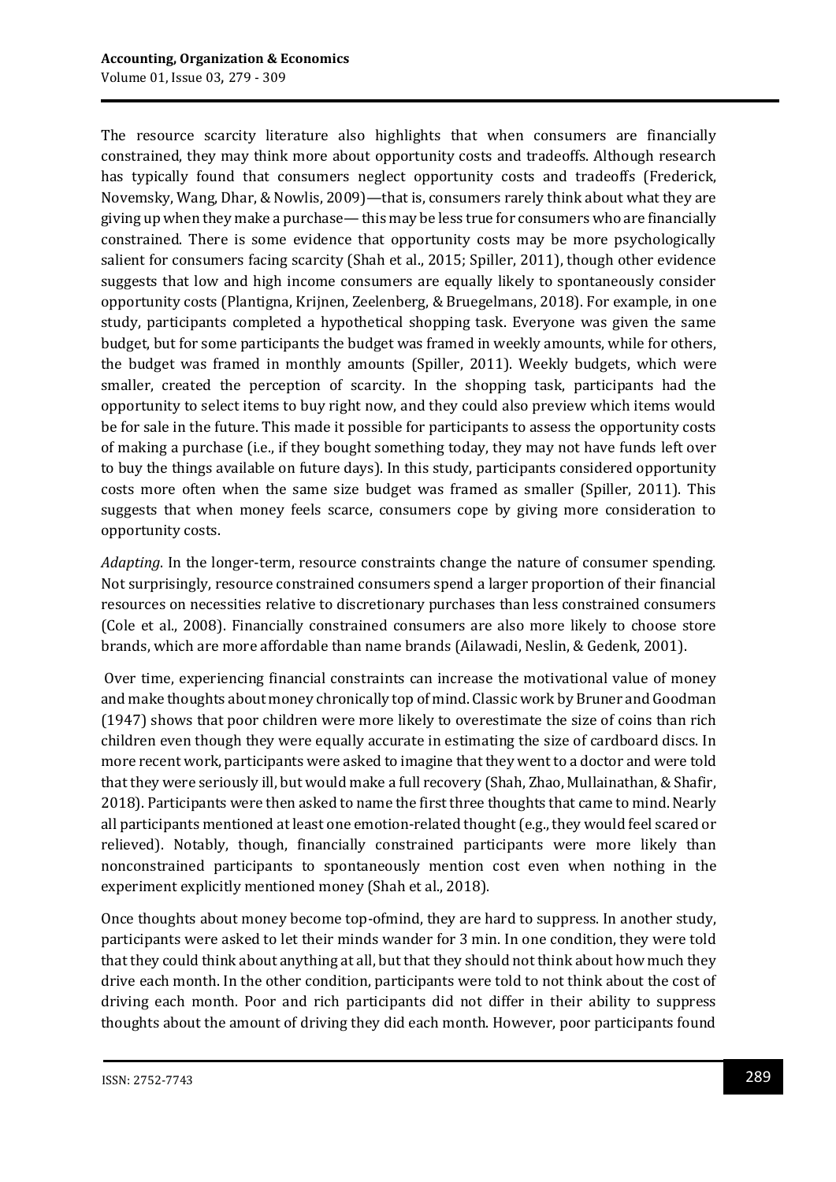The resource scarcity literature also highlights that when consumers are financially constrained, they may think more about opportunity costs and tradeoffs. Although research has typically found that consumers neglect opportunity costs and tradeoffs (Frederick, Novemsky, Wang, Dhar, & Nowlis, 2009)—that is, consumers rarely think about what they are giving up when they make a purchase— this may be less true for consumers who are financially constrained. There is some evidence that opportunity costs may be more psychologically salient for consumers facing scarcity (Shah et al., 2015; Spiller, 2011), though other evidence suggests that low and high income consumers are equally likely to spontaneously consider opportunity costs (Plantigna, Krijnen, Zeelenberg, & Bruegelmans, 2018). For example, in one study, participants completed a hypothetical shopping task. Everyone was given the same budget, but for some participants the budget was framed in weekly amounts, while for others, the budget was framed in monthly amounts (Spiller, 2011). Weekly budgets, which were smaller, created the perception of scarcity. In the shopping task, participants had the opportunity to select items to buy right now, and they could also preview which items would be for sale in the future. This made it possible for participants to assess the opportunity costs of making a purchase (i.e., if they bought something today, they may not have funds left over to buy the things available on future days). In this study, participants considered opportunity costs more often when the same size budget was framed as smaller (Spiller, 2011). This suggests that when money feels scarce, consumers cope by giving more consideration to opportunity costs.

*Adapting*. In the longer-term, resource constraints change the nature of consumer spending. Not surprisingly, resource constrained consumers spend a larger proportion of their financial resources on necessities relative to discretionary purchases than less constrained consumers (Cole et al., 2008). Financially constrained consumers are also more likely to choose store brands, which are more affordable than name brands (Ailawadi, Neslin, & Gedenk, 2001).

Over time, experiencing financial constraints can increase the motivational value of money and make thoughts about money chronically top of mind. Classic work by Bruner and Goodman (1947) shows that poor children were more likely to overestimate the size of coins than rich children even though they were equally accurate in estimating the size of cardboard discs. In more recent work, participants were asked to imagine that they went to a doctor and were told that they were seriously ill, but would make a full recovery (Shah, Zhao, Mullainathan, & Shafir, 2018). Participants were then asked to name the first three thoughts that came to mind. Nearly all participants mentioned at least one emotion-related thought (e.g., they would feel scared or relieved). Notably, though, financially constrained participants were more likely than nonconstrained participants to spontaneously mention cost even when nothing in the experiment explicitly mentioned money (Shah et al., 2018).

Once thoughts about money become top-ofmind, they are hard to suppress. In another study, participants were asked to let their minds wander for 3 min. In one condition, they were told that they could think about anything at all, but that they should not think about how much they drive each month. In the other condition, participants were told to not think about the cost of driving each month. Poor and rich participants did not differ in their ability to suppress thoughts about the amount of driving they did each month. However, poor participants found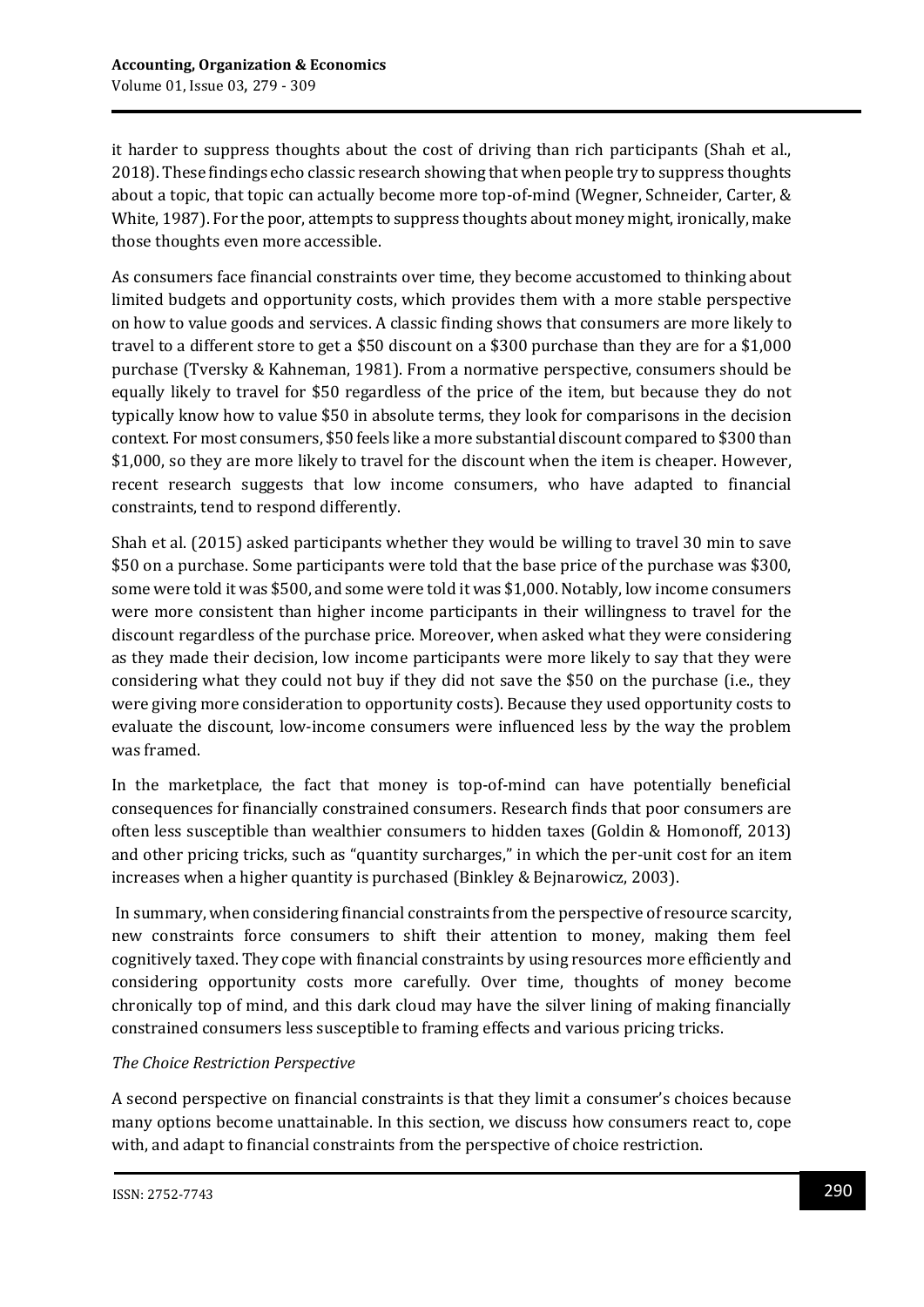it harder to suppress thoughts about the cost of driving than rich participants (Shah et al., 2018). These findings echo classic research showing that when people try to suppress thoughts about a topic, that topic can actually become more top-of-mind (Wegner, Schneider, Carter, & White, 1987). For the poor, attempts to suppress thoughts about money might, ironically, make those thoughts even more accessible.

As consumers face financial constraints over time, they become accustomed to thinking about limited budgets and opportunity costs, which provides them with a more stable perspective on how to value goods and services. A classic finding shows that consumers are more likely to travel to a different store to get a $50 discount on a $300 purchase than they are for a $1,000 purchase (Tversky & Kahneman, 1981). From a normative perspective, consumers should be equally likely to travel for $50 regardless of the price of the item, but because they do not typically know how to value $50 in absolute terms, they look for comparisons in the decision context. For most consumers, $50 feels like a more substantial discount compared to $300 than $1,000, so they are more likely to travel for the discount when the item is cheaper. However, recent research suggests that low income consumers, who have adapted to financial constraints, tend to respond differently.

Shah et al. (2015) asked participants whether they would be willing to travel 30 min to save $50 on a purchase. Some participants were told that the base price of the purchase was $300, some were told it was $500, and some were told it was $1,000. Notably, low income consumers were more consistent than higher income participants in their willingness to travel for the discount regardless of the purchase price. Moreover, when asked what they were considering as they made their decision, low income participants were more likely to say that they were considering what they could not buy if they did not save the $50 on the purchase (i.e., they were giving more consideration to opportunity costs). Because they used opportunity costs to evaluate the discount, low-income consumers were influenced less by the way the problem was framed.

In the marketplace, the fact that money is top-of-mind can have potentially beneficial consequences for financially constrained consumers. Research finds that poor consumers are often less susceptible than wealthier consumers to hidden taxes (Goldin & Homonoff, 2013) and other pricing tricks, such as "quantity surcharges," in which the per-unit cost for an item increases when a higher quantity is purchased (Binkley & Bejnarowicz, 2003).

In summary, when considering financial constraints from the perspective of resource scarcity, new constraints force consumers to shift their attention to money, making them feel cognitively taxed. They cope with financial constraints by using resources more efficiently and considering opportunity costs more carefully. Over time, thoughts of money become chronically top of mind, and this dark cloud may have the silver lining of making financially constrained consumers less susceptible to framing effects and various pricing tricks.

*The Choice Restriction Perspective*

A second perspective on financial constraints is that they limit a consumer's choices because many options become unattainable. In this section, we discuss how consumers react to, cope with, and adapt to financial constraints from the perspective of choice restriction.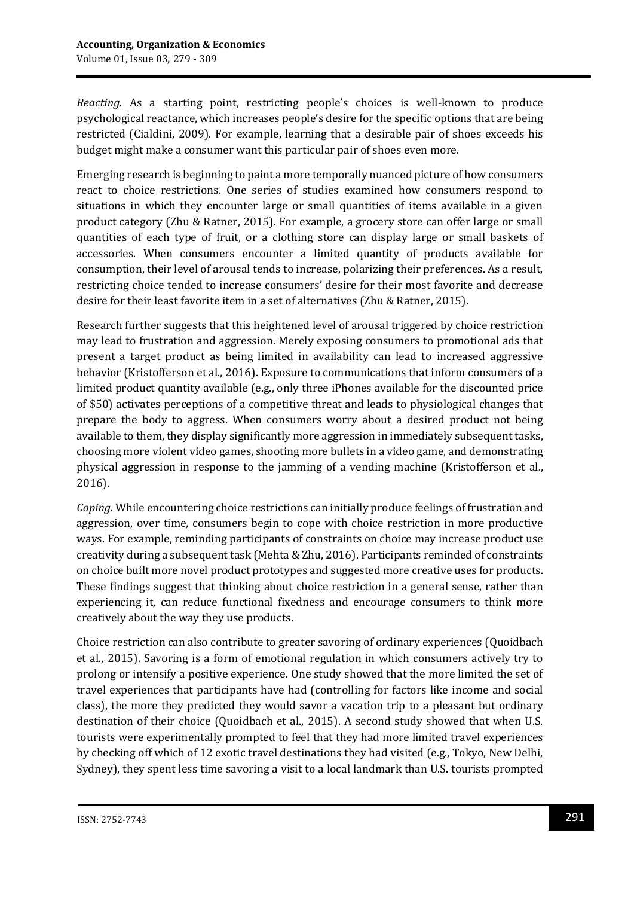*Reacting*. As a starting point, restricting people's choices is well-known to produce psychological reactance, which increases people's desire for the specific options that are being restricted (Cialdini, 2009). For example, learning that a desirable pair of shoes exceeds his budget might make a consumer want this particular pair of shoes even more.

Emerging research is beginning to paint a more temporally nuanced picture of how consumers react to choice restrictions. One series of studies examined how consumers respond to situations in which they encounter large or small quantities of items available in a given product category (Zhu & Ratner, 2015). For example, a grocery store can offer large or small quantities of each type of fruit, or a clothing store can display large or small baskets of accessories. When consumers encounter a limited quantity of products available for consumption, their level of arousal tends to increase, polarizing their preferences. As a result, restricting choice tended to increase consumers' desire for their most favorite and decrease desire for their least favorite item in a set of alternatives (Zhu & Ratner, 2015).

Research further suggests that this heightened level of arousal triggered by choice restriction may lead to frustration and aggression. Merely exposing consumers to promotional ads that present a target product as being limited in availability can lead to increased aggressive behavior (Kristofferson et al., 2016). Exposure to communications that inform consumers of a limited product quantity available (e.g., only three iPhones available for the discounted price of $50) activates perceptions of a competitive threat and leads to physiological changes that prepare the body to aggress. When consumers worry about a desired product not being available to them, they display significantly more aggression in immediately subsequent tasks, choosing more violent video games, shooting more bullets in a video game, and demonstrating physical aggression in response to the jamming of a vending machine (Kristofferson et al., 2016).

*Coping*. While encountering choice restrictions can initially produce feelings of frustration and aggression, over time, consumers begin to cope with choice restriction in more productive ways. For example, reminding participants of constraints on choice may increase product use creativity during a subsequent task (Mehta & Zhu, 2016). Participants reminded of constraints on choice built more novel product prototypes and suggested more creative uses for products. These findings suggest that thinking about choice restriction in a general sense, rather than experiencing it, can reduce functional fixedness and encourage consumers to think more creatively about the way they use products.

Choice restriction can also contribute to greater savoring of ordinary experiences (Quoidbach et al., 2015). Savoring is a form of emotional regulation in which consumers actively try to prolong or intensify a positive experience. One study showed that the more limited the set of travel experiences that participants have had (controlling for factors like income and social class), the more they predicted they would savor a vacation trip to a pleasant but ordinary destination of their choice (Quoidbach et al., 2015). A second study showed that when U.S. tourists were experimentally prompted to feel that they had more limited travel experiences by checking off which of 12 exotic travel destinations they had visited (e.g., Tokyo, New Delhi, Sydney), they spent less time savoring a visit to a local landmark than U.S. tourists prompted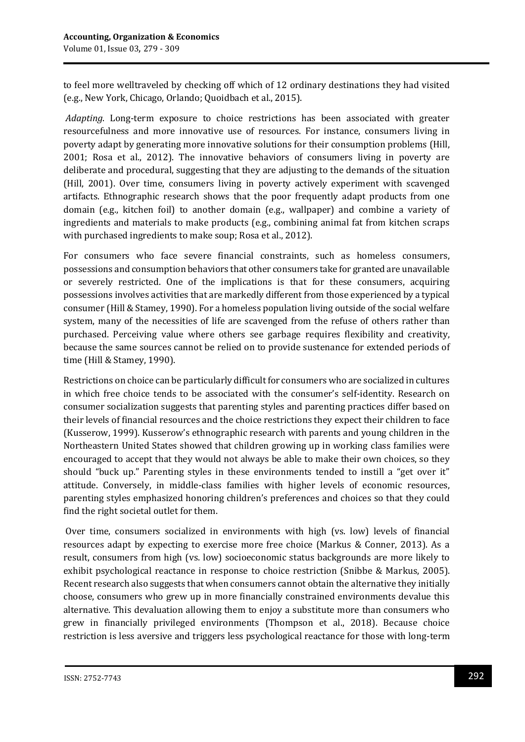to feel more welltraveled by checking off which of 12 ordinary destinations they had visited (e.g., New York, Chicago, Orlando; Quoidbach et al., 2015).

*Adapting*. Long-term exposure to choice restrictions has been associated with greater resourcefulness and more innovative use of resources. For instance, consumers living in poverty adapt by generating more innovative solutions for their consumption problems (Hill, 2001; Rosa et al., 2012). The innovative behaviors of consumers living in poverty are deliberate and procedural, suggesting that they are adjusting to the demands of the situation (Hill, 2001). Over time, consumers living in poverty actively experiment with scavenged artifacts. Ethnographic research shows that the poor frequently adapt products from one domain (e.g., kitchen foil) to another domain (e.g., wallpaper) and combine a variety of ingredients and materials to make products (e.g., combining animal fat from kitchen scraps with purchased ingredients to make soup; Rosa et al., 2012).

For consumers who face severe financial constraints, such as homeless consumers, possessions and consumption behaviors that other consumers take for granted are unavailable or severely restricted. One of the implications is that for these consumers, acquiring possessions involves activities that are markedly different from those experienced by a typical consumer (Hill & Stamey, 1990). For a homeless population living outside of the social welfare system, many of the necessities of life are scavenged from the refuse of others rather than purchased. Perceiving value where others see garbage requires flexibility and creativity, because the same sources cannot be relied on to provide sustenance for extended periods of time (Hill & Stamey, 1990).

Restrictions on choice can be particularly difficult for consumers who are socialized in cultures in which free choice tends to be associated with the consumer's self-identity. Research on consumer socialization suggests that parenting styles and parenting practices differ based on their levels of financial resources and the choice restrictions they expect their children to face (Kusserow, 1999). Kusserow's ethnographic research with parents and young children in the Northeastern United States showed that children growing up in working class families were encouraged to accept that they would not always be able to make their own choices, so they should "buck up." Parenting styles in these environments tended to instill a "get over it" attitude. Conversely, in middle-class families with higher levels of economic resources, parenting styles emphasized honoring children's preferences and choices so that they could find the right societal outlet for them.

Over time, consumers socialized in environments with high (vs. low) levels of financial resources adapt by expecting to exercise more free choice (Markus & Conner, 2013). As a result, consumers from high (vs. low) socioeconomic status backgrounds are more likely to exhibit psychological reactance in response to choice restriction (Snibbe & Markus, 2005). Recent research also suggests that when consumers cannot obtain the alternative they initially choose, consumers who grew up in more financially constrained environments devalue this alternative. This devaluation allowing them to enjoy a substitute more than consumers who grew in financially privileged environments (Thompson et al., 2018). Because choice restriction is less aversive and triggers less psychological reactance for those with long-term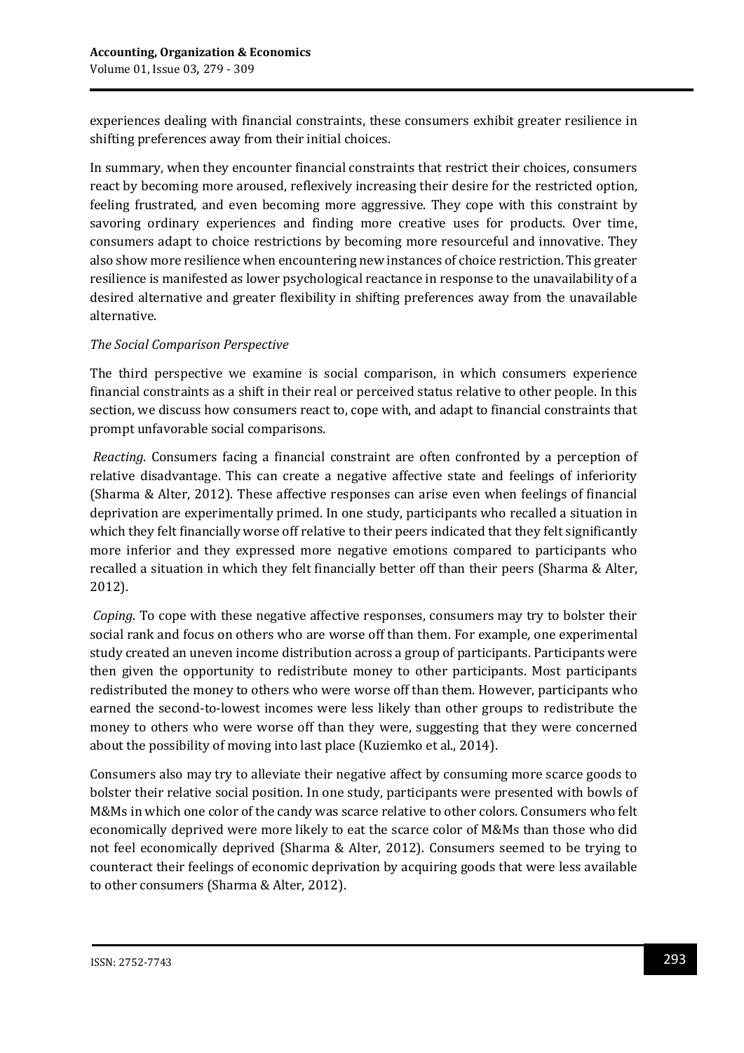experiences dealing with financial constraints, these consumers exhibit greater resilience in shifting preferences away from their initial choices.

In summary, when they encounter financial constraints that restrict their choices, consumers react by becoming more aroused, reflexively increasing their desire for the restricted option, feeling frustrated, and even becoming more aggressive. They cope with this constraint by savoring ordinary experiences and finding more creative uses for products. Over time, consumers adapt to choice restrictions by becoming more resourceful and innovative. They also show more resilience when encountering new instances of choice restriction. This greater resilience is manifested as lower psychological reactance in response to the unavailability of a desired alternative and greater flexibility in shifting preferences away from the unavailable alternative.

*The Social Comparison Perspective*

The third perspective we examine is social comparison, in which consumers experience financial constraints as a shift in their real or perceived status relative to other people. In this section, we discuss how consumers react to, cope with, and adapt to financial constraints that prompt unfavorable social comparisons.

*Reacting*. Consumers facing a financial constraint are often confronted by a perception of relative disadvantage. This can create a negative affective state and feelings of inferiority (Sharma & Alter, 2012). These affective responses can arise even when feelings of financial deprivation are experimentally primed. In one study, participants who recalled a situation in which they felt financially worse off relative to their peers indicated that they felt significantly more inferior and they expressed more negative emotions compared to participants who recalled a situation in which they felt financially better off than their peers (Sharma & Alter, 2012).

*Coping*. To cope with these negative affective responses, consumers may try to bolster their social rank and focus on others who are worse off than them. For example, one experimental study created an uneven income distribution across a group of participants. Participants were then given the opportunity to redistribute money to other participants. Most participants redistributed the money to others who were worse off than them. However, participants who earned the second-to-lowest incomes were less likely than other groups to redistribute the money to others who were worse off than they were, suggesting that they were concerned about the possibility of moving into last place (Kuziemko et al., 2014).

Consumers also may try to alleviate their negative affect by consuming more scarce goods to bolster their relative social position. In one study, participants were presented with bowls of M&Ms in which one color of the candy was scarce relative to other colors. Consumers who felt economically deprived were more likely to eat the scarce color of M&Ms than those who did not feel economically deprived (Sharma & Alter, 2012). Consumers seemed to be trying to counteract their feelings of economic deprivation by acquiring goods that were less available to other consumers (Sharma & Alter, 2012).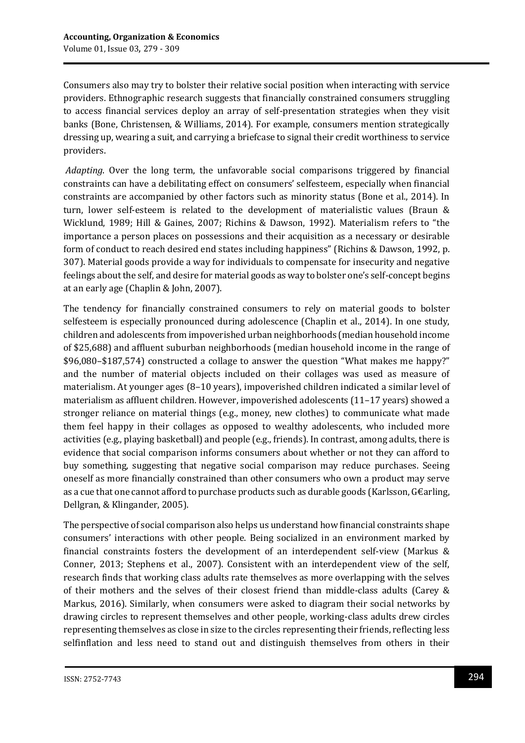Consumers also may try to bolster their relative social position when interacting with service providers. Ethnographic research suggests that financially constrained consumers struggling to access financial services deploy an array of self-presentation strategies when they visit banks (Bone, Christensen, & Williams, 2014). For example, consumers mention strategically dressing up, wearing a suit, and carrying a briefcase to signal their credit worthiness to service providers.

*Adapting*. Over the long term, the unfavorable social comparisons triggered by financial constraints can have a debilitating effect on consumers' selfesteem, especially when financial constraints are accompanied by other factors such as minority status (Bone et al., 2014). In turn, lower self-esteem is related to the development of materialistic values (Braun & Wicklund, 1989; Hill & Gaines, 2007; Richins & Dawson, 1992). Materialism refers to "the importance a person places on possessions and their acquisition as a necessary or desirable form of conduct to reach desired end states including happiness" (Richins & Dawson, 1992, p. 307). Material goods provide a way for individuals to compensate for insecurity and negative feelings about the self, and desire for material goods as way to bolster one's self-concept begins at an early age (Chaplin & John, 2007).

The tendency for financially constrained consumers to rely on material goods to bolster selfesteem is especially pronounced during adolescence (Chaplin et al., 2014). In one study, children and adolescents from impoverished urban neighborhoods (median household income of $25,688) and affluent suburban neighborhoods (median household income in the range of $96,080–$187,574) constructed a collage to answer the question "What makes me happy?" and the number of material objects included on their collages was used as measure of materialism. At younger ages (8–10 years), impoverished children indicated a similar level of materialism as affluent children. However, impoverished adolescents (11–17 years) showed a stronger reliance on material things (e.g., money, new clothes) to communicate what made them feel happy in their collages as opposed to wealthy adolescents, who included more activities (e.g., playing basketball) and people (e.g., friends). In contrast, among adults, there is evidence that social comparison informs consumers about whether or not they can afford to buy something, suggesting that negative social comparison may reduce purchases. Seeing oneself as more financially constrained than other consumers who own a product may serve as a cue that one cannot afford to purchase products such as durable goods (Karlsson, G€arling, Dellgran, & Klingander, 2005).

The perspective of social comparison also helps us understand how financial constraints shape consumers' interactions with other people. Being socialized in an environment marked by financial constraints fosters the development of an interdependent self-view (Markus & Conner, 2013; Stephens et al., 2007). Consistent with an interdependent view of the self, research finds that working class adults rate themselves as more overlapping with the selves of their mothers and the selves of their closest friend than middle-class adults (Carey & Markus, 2016). Similarly, when consumers were asked to diagram their social networks by drawing circles to represent themselves and other people, working-class adults drew circles representing themselves as close in size to the circles representing their friends, reflecting less selfinflation and less need to stand out and distinguish themselves from others in their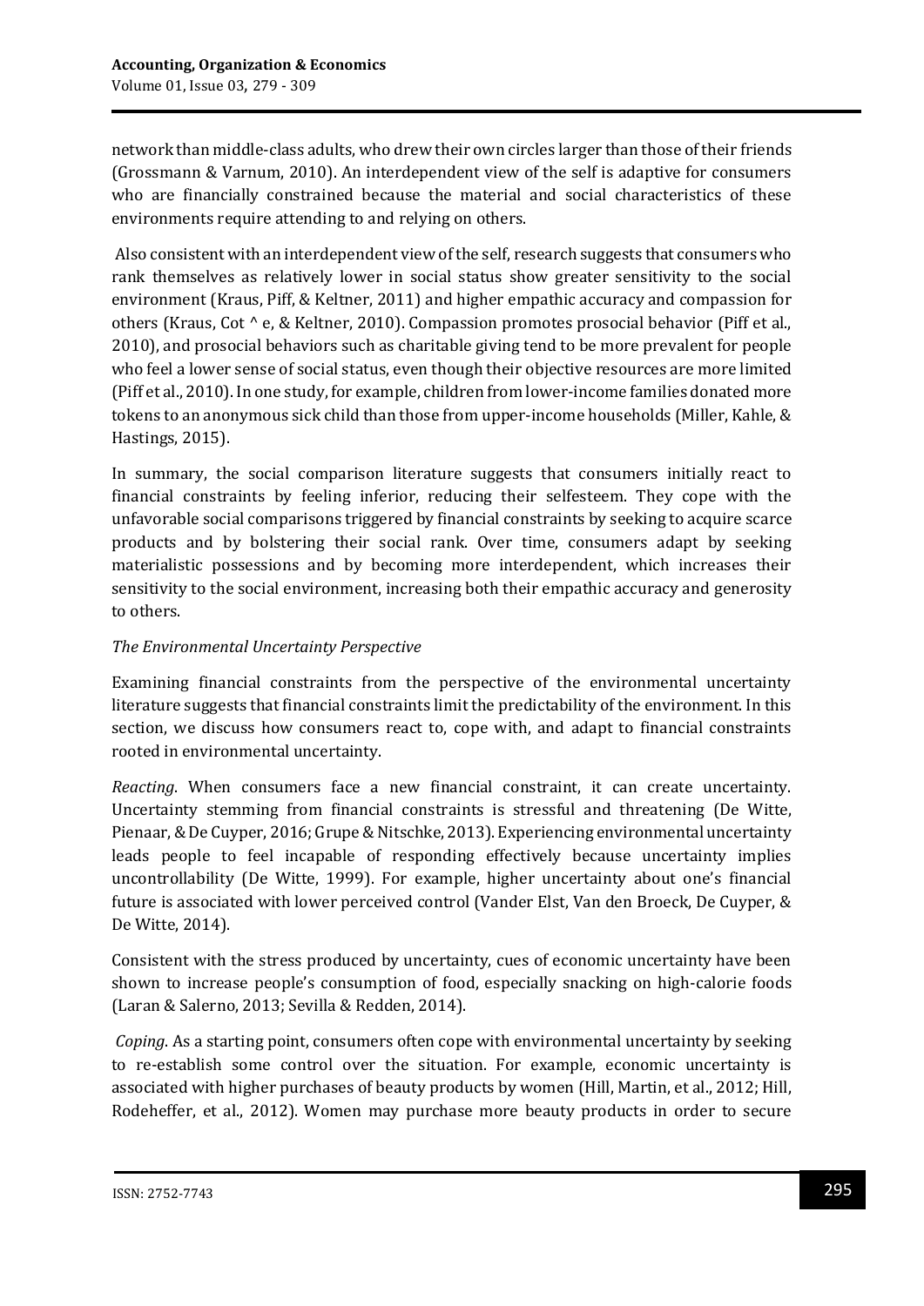network than middle-class adults, who drew their own circles larger than those of their friends (Grossmann & Varnum, 2010). An interdependent view of the self is adaptive for consumers who are financially constrained because the material and social characteristics of these environments require attending to and relying on others.

Also consistent with an interdependent view of the self, research suggests that consumers who rank themselves as relatively lower in social status show greater sensitivity to the social environment (Kraus, Piff, & Keltner, 2011) and higher empathic accuracy and compassion for others (Kraus, Cot ^ e, & Keltner, 2010). Compassion promotes prosocial behavior (Piff et al., 2010), and prosocial behaviors such as charitable giving tend to be more prevalent for people who feel a lower sense of social status, even though their objective resources are more limited (Piff et al., 2010). In one study, for example, children from lower-income families donated more tokens to an anonymous sick child than those from upper-income households (Miller, Kahle, & Hastings, 2015).

In summary, the social comparison literature suggests that consumers initially react to financial constraints by feeling inferior, reducing their selfesteem. They cope with the unfavorable social comparisons triggered by financial constraints by seeking to acquire scarce products and by bolstering their social rank. Over time, consumers adapt by seeking materialistic possessions and by becoming more interdependent, which increases their sensitivity to the social environment, increasing both their empathic accuracy and generosity to others.

*The Environmental Uncertainty Perspective*

Examining financial constraints from the perspective of the environmental uncertainty literature suggests that financial constraints limit the predictability of the environment. In this section, we discuss how consumers react to, cope with, and adapt to financial constraints rooted in environmental uncertainty.

*Reacting*. When consumers face a new financial constraint, it can create uncertainty. Uncertainty stemming from financial constraints is stressful and threatening (De Witte, Pienaar, & De Cuyper, 2016; Grupe & Nitschke, 2013). Experiencing environmental uncertainty leads people to feel incapable of responding effectively because uncertainty implies uncontrollability (De Witte, 1999). For example, higher uncertainty about one's financial future is associated with lower perceived control (Vander Elst, Van den Broeck, De Cuyper, & De Witte, 2014).

Consistent with the stress produced by uncertainty, cues of economic uncertainty have been shown to increase people's consumption of food, especially snacking on high-calorie foods (Laran & Salerno, 2013; Sevilla & Redden, 2014).

*Coping*. As a starting point, consumers often cope with environmental uncertainty by seeking to re-establish some control over the situation. For example, economic uncertainty is associated with higher purchases of beauty products by women (Hill, Martin, et al., 2012; Hill, Rodeheffer, et al., 2012). Women may purchase more beauty products in order to secure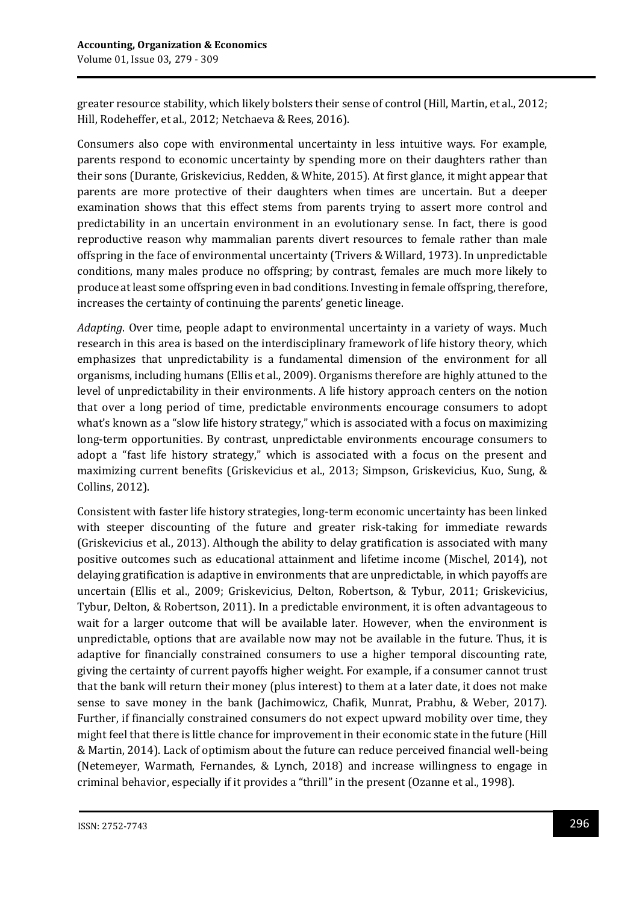greater resource stability, which likely bolsters their sense of control (Hill, Martin, et al., 2012; Hill, Rodeheffer, et al., 2012; Netchaeva & Rees, 2016).

Consumers also cope with environmental uncertainty in less intuitive ways. For example, parents respond to economic uncertainty by spending more on their daughters rather than their sons (Durante, Griskevicius, Redden, & White, 2015). At first glance, it might appear that parents are more protective of their daughters when times are uncertain. But a deeper examination shows that this effect stems from parents trying to assert more control and predictability in an uncertain environment in an evolutionary sense. In fact, there is good reproductive reason why mammalian parents divert resources to female rather than male offspring in the face of environmental uncertainty (Trivers & Willard, 1973). In unpredictable conditions, many males produce no offspring; by contrast, females are much more likely to produce at least some offspring even in bad conditions. Investing in female offspring, therefore, increases the certainty of continuing the parents' genetic lineage.

*Adapting*. Over time, people adapt to environmental uncertainty in a variety of ways. Much research in this area is based on the interdisciplinary framework of life history theory, which emphasizes that unpredictability is a fundamental dimension of the environment for all organisms, including humans (Ellis et al., 2009). Organisms therefore are highly attuned to the level of unpredictability in their environments. A life history approach centers on the notion that over a long period of time, predictable environments encourage consumers to adopt what's known as a "slow life history strategy," which is associated with a focus on maximizing long-term opportunities. By contrast, unpredictable environments encourage consumers to adopt a "fast life history strategy," which is associated with a focus on the present and maximizing current benefits (Griskevicius et al., 2013; Simpson, Griskevicius, Kuo, Sung, & Collins, 2012).

Consistent with faster life history strategies, long-term economic uncertainty has been linked with steeper discounting of the future and greater risk-taking for immediate rewards (Griskevicius et al., 2013). Although the ability to delay gratification is associated with many positive outcomes such as educational attainment and lifetime income (Mischel, 2014), not delaying gratification is adaptive in environments that are unpredictable, in which payoffs are uncertain (Ellis et al., 2009; Griskevicius, Delton, Robertson, & Tybur, 2011; Griskevicius, Tybur, Delton, & Robertson, 2011). In a predictable environment, it is often advantageous to wait for a larger outcome that will be available later. However, when the environment is unpredictable, options that are available now may not be available in the future. Thus, it is adaptive for financially constrained consumers to use a higher temporal discounting rate, giving the certainty of current payoffs higher weight. For example, if a consumer cannot trust that the bank will return their money (plus interest) to them at a later date, it does not make sense to save money in the bank (Jachimowicz, Chafik, Munrat, Prabhu, & Weber, 2017). Further, if financially constrained consumers do not expect upward mobility over time, they might feel that there is little chance for improvement in their economic state in the future (Hill & Martin, 2014). Lack of optimism about the future can reduce perceived financial well-being (Netemeyer, Warmath, Fernandes, & Lynch, 2018) and increase willingness to engage in criminal behavior, especially if it provides a "thrill" in the present (Ozanne et al., 1998).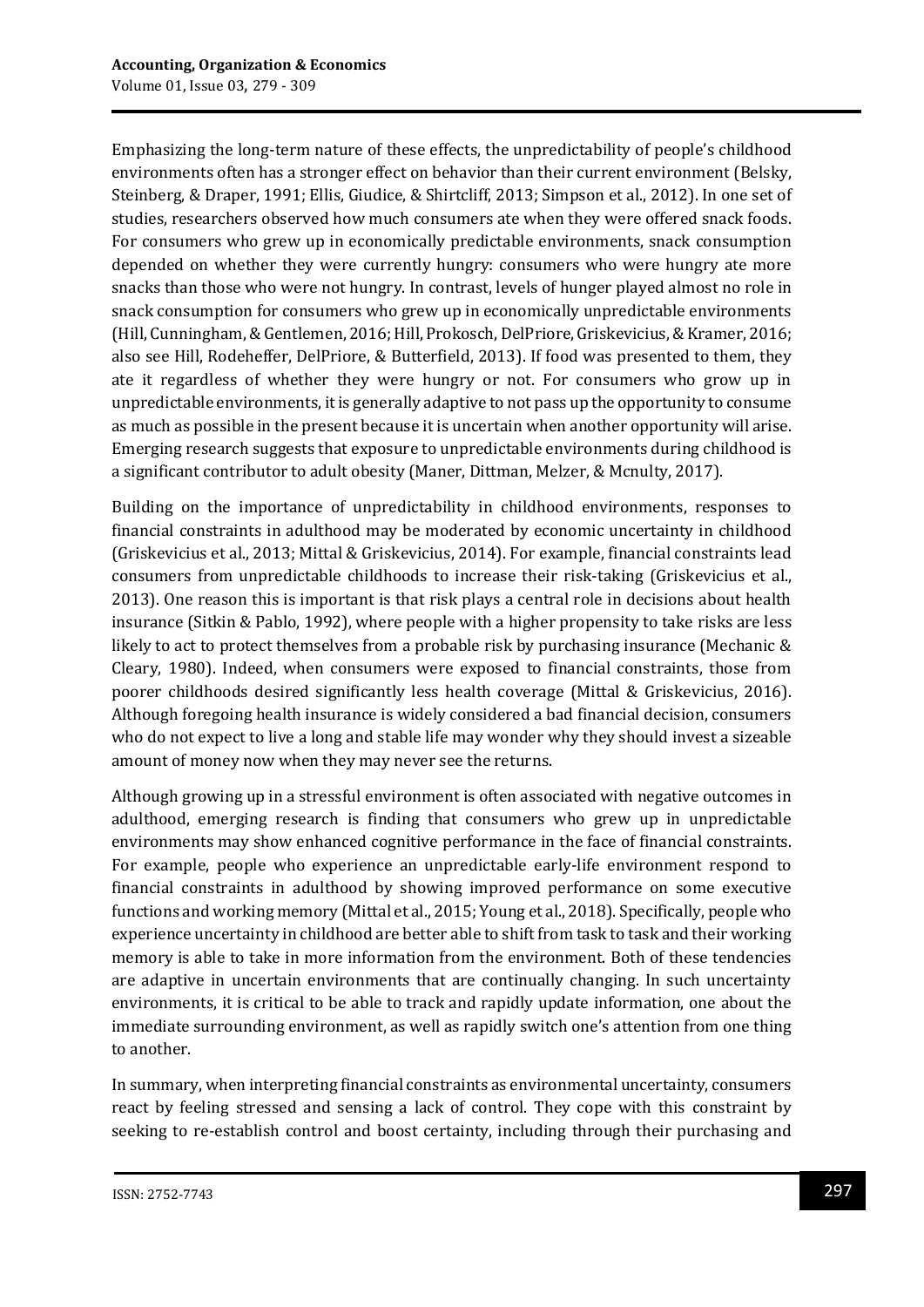Emphasizing the long-term nature of these effects, the unpredictability of people's childhood environments often has a stronger effect on behavior than their current environment (Belsky, Steinberg, & Draper, 1991; Ellis, Giudice, & Shirtcliff, 2013; Simpson et al., 2012). In one set of studies, researchers observed how much consumers ate when they were offered snack foods. For consumers who grew up in economically predictable environments, snack consumption depended on whether they were currently hungry: consumers who were hungry ate more snacks than those who were not hungry. In contrast, levels of hunger played almost no role in snack consumption for consumers who grew up in economically unpredictable environments (Hill, Cunningham, & Gentlemen, 2016; Hill, Prokosch, DelPriore, Griskevicius, & Kramer, 2016; also see Hill, Rodeheffer, DelPriore, & Butterfield, 2013). If food was presented to them, they ate it regardless of whether they were hungry or not. For consumers who grow up in unpredictable environments, it is generally adaptive to not pass up the opportunity to consume as much as possible in the present because it is uncertain when another opportunity will arise. Emerging research suggests that exposure to unpredictable environments during childhood is a significant contributor to adult obesity (Maner, Dittman, Melzer, & Mcnulty, 2017).

Building on the importance of unpredictability in childhood environments, responses to financial constraints in adulthood may be moderated by economic uncertainty in childhood (Griskevicius et al., 2013; Mittal & Griskevicius, 2014). For example, financial constraints lead consumers from unpredictable childhoods to increase their risk-taking (Griskevicius et al., 2013). One reason this is important is that risk plays a central role in decisions about health insurance (Sitkin & Pablo, 1992), where people with a higher propensity to take risks are less likely to act to protect themselves from a probable risk by purchasing insurance (Mechanic & Cleary, 1980). Indeed, when consumers were exposed to financial constraints, those from poorer childhoods desired significantly less health coverage (Mittal & Griskevicius, 2016). Although foregoing health insurance is widely considered a bad financial decision, consumers who do not expect to live a long and stable life may wonder why they should invest a sizeable amount of money now when they may never see the returns.

Although growing up in a stressful environment is often associated with negative outcomes in adulthood, emerging research is finding that consumers who grew up in unpredictable environments may show enhanced cognitive performance in the face of financial constraints. For example, people who experience an unpredictable early-life environment respond to financial constraints in adulthood by showing improved performance on some executive functions and working memory (Mittal et al., 2015; Young et al., 2018). Specifically, people who experience uncertainty in childhood are better able to shift from task to task and their working memory is able to take in more information from the environment. Both of these tendencies are adaptive in uncertain environments that are continually changing. In such uncertainty environments, it is critical to be able to track and rapidly update information, one about the immediate surrounding environment, as well as rapidly switch one's attention from one thing to another.

In summary, when interpreting financial constraints as environmental uncertainty, consumers react by feeling stressed and sensing a lack of control. They cope with this constraint by seeking to re-establish control and boost certainty, including through their purchasing and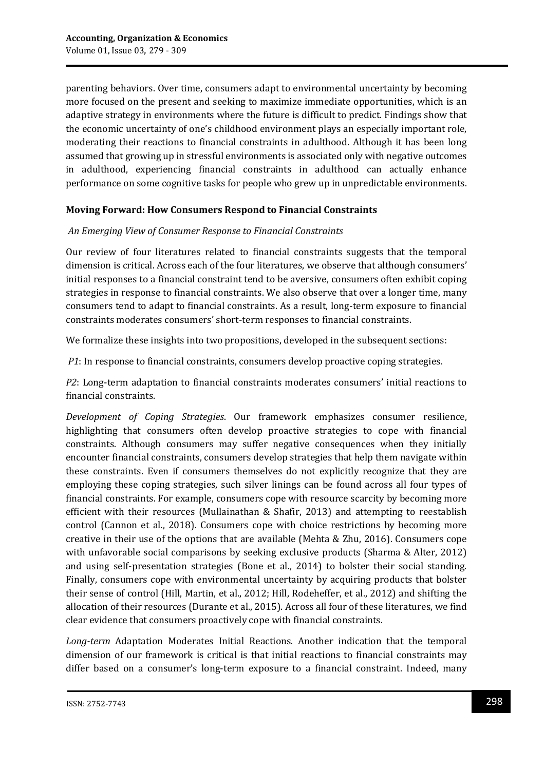parenting behaviors. Over time, consumers adapt to environmental uncertainty by becoming more focused on the present and seeking to maximize immediate opportunities, which is an adaptive strategy in environments where the future is difficult to predict. Findings show that the economic uncertainty of one's childhood environment plays an especially important role, moderating their reactions to financial constraints in adulthood. Although it has been long assumed that growing up in stressful environments is associated only with negative outcomes in adulthood, experiencing financial constraints in adulthood can actually enhance performance on some cognitive tasks for people who grew up in unpredictable environments.

## Moving Forward: How Consumers Respond to Financial Constraints

### *An Emerging View of Consumer Response to Financial Constraints*

Our review of four literatures related to financial constraints suggests that the temporal dimension is critical. Across each of the four literatures, we observe that although consumers' initial responses to a financial constraint tend to be aversive, consumers often exhibit coping strategies in response to financial constraints. We also observe that over a longer time, many consumers tend to adapt to financial constraints. As a result, long-term exposure to financial constraints moderates consumers' short-term responses to financial constraints.

We formalize these insights into two propositions, developed in the subsequent sections:

*P1*: In response to financial constraints, consumers develop proactive coping strategies.

*P2*: Long-term adaptation to financial constraints moderates consumers' initial reactions to financial constraints.

*Development of Coping Strategies*. Our framework emphasizes consumer resilience, highlighting that consumers often develop proactive strategies to cope with financial constraints. Although consumers may suffer negative consequences when they initially encounter financial constraints, consumers develop strategies that help them navigate within these constraints. Even if consumers themselves do not explicitly recognize that they are employing these coping strategies, such silver linings can be found across all four types of financial constraints. For example, consumers cope with resource scarcity by becoming more efficient with their resources (Mullainathan & Shafir, 2013) and attempting to reestablish control (Cannon et al., 2018). Consumers cope with choice restrictions by becoming more creative in their use of the options that are available (Mehta & Zhu, 2016). Consumers cope with unfavorable social comparisons by seeking exclusive products (Sharma & Alter, 2012) and using self-presentation strategies (Bone et al., 2014) to bolster their social standing. Finally, consumers cope with environmental uncertainty by acquiring products that bolster their sense of control (Hill, Martin, et al., 2012; Hill, Rodeheffer, et al., 2012) and shifting the allocation of their resources (Durante et al., 2015). Across all four of these literatures, we find clear evidence that consumers proactively cope with financial constraints.

*Long-term* Adaptation Moderates Initial Reactions. Another indication that the temporal dimension of our framework is critical is that initial reactions to financial constraints may differ based on a consumer's long-term exposure to a financial constraint. Indeed, many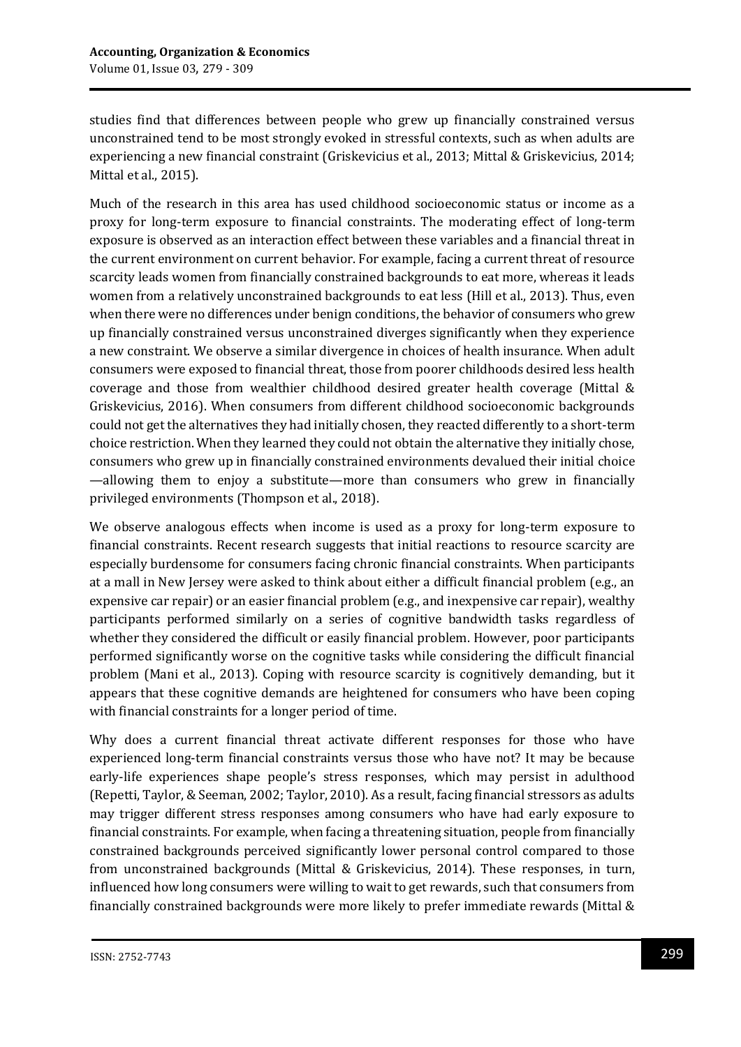studies find that differences between people who grew up financially constrained versus unconstrained tend to be most strongly evoked in stressful contexts, such as when adults are experiencing a new financial constraint (Griskevicius et al., 2013; Mittal & Griskevicius, 2014; Mittal et al., 2015).

Much of the research in this area has used childhood socioeconomic status or income as a proxy for long-term exposure to financial constraints. The moderating effect of long-term exposure is observed as an interaction effect between these variables and a financial threat in the current environment on current behavior. For example, facing a current threat of resource scarcity leads women from financially constrained backgrounds to eat more, whereas it leads women from a relatively unconstrained backgrounds to eat less (Hill et al., 2013). Thus, even when there were no differences under benign conditions, the behavior of consumers who grew up financially constrained versus unconstrained diverges significantly when they experience a new constraint. We observe a similar divergence in choices of health insurance. When adult consumers were exposed to financial threat, those from poorer childhoods desired less health coverage and those from wealthier childhood desired greater health coverage (Mittal & Griskevicius, 2016). When consumers from different childhood socioeconomic backgrounds could not get the alternatives they had initially chosen, they reacted differently to a short-term choice restriction. When they learned they could not obtain the alternative they initially chose, consumers who grew up in financially constrained environments devalued their initial choice —allowing them to enjoy a substitute—more than consumers who grew in financially privileged environments (Thompson et al., 2018).

We observe analogous effects when income is used as a proxy for long-term exposure to financial constraints. Recent research suggests that initial reactions to resource scarcity are especially burdensome for consumers facing chronic financial constraints. When participants at a mall in New Jersey were asked to think about either a difficult financial problem (e.g., an expensive car repair) or an easier financial problem (e.g., and inexpensive car repair), wealthy participants performed similarly on a series of cognitive bandwidth tasks regardless of whether they considered the difficult or easily financial problem. However, poor participants performed significantly worse on the cognitive tasks while considering the difficult financial problem (Mani et al., 2013). Coping with resource scarcity is cognitively demanding, but it appears that these cognitive demands are heightened for consumers who have been coping with financial constraints for a longer period of time.

Why does a current financial threat activate different responses for those who have experienced long-term financial constraints versus those who have not? It may be because early-life experiences shape people's stress responses, which may persist in adulthood (Repetti, Taylor, & Seeman, 2002; Taylor, 2010). As a result, facing financial stressors as adults may trigger different stress responses among consumers who have had early exposure to financial constraints. For example, when facing a threatening situation, people from financially constrained backgrounds perceived significantly lower personal control compared to those from unconstrained backgrounds (Mittal & Griskevicius, 2014). These responses, in turn, influenced how long consumers were willing to wait to get rewards, such that consumers from financially constrained backgrounds were more likely to prefer immediate rewards (Mittal &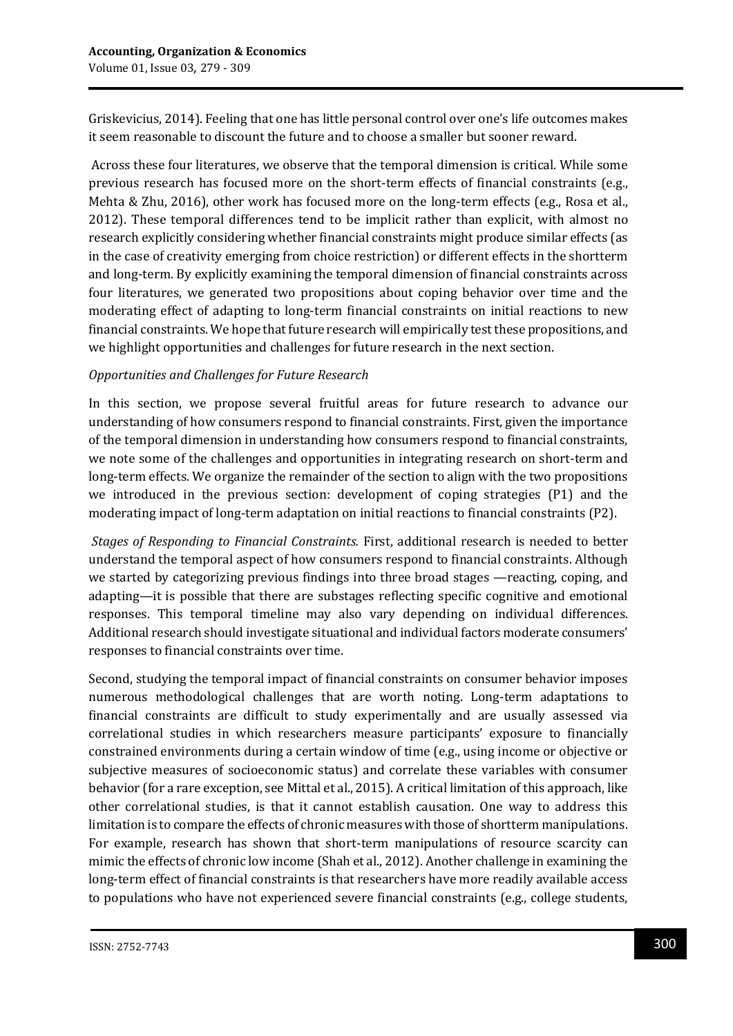Griskevicius, 2014). Feeling that one has little personal control over one's life outcomes makes it seem reasonable to discount the future and to choose a smaller but sooner reward.

Across these four literatures, we observe that the temporal dimension is critical. While some previous research has focused more on the short-term effects of financial constraints (e.g., Mehta & Zhu, 2016), other work has focused more on the long-term effects (e.g., Rosa et al., 2012). These temporal differences tend to be implicit rather than explicit, with almost no research explicitly considering whether financial constraints might produce similar effects (as in the case of creativity emerging from choice restriction) or different effects in the shortterm and long-term. By explicitly examining the temporal dimension of financial constraints across four literatures, we generated two propositions about coping behavior over time and the moderating effect of adapting to long-term financial constraints on initial reactions to new financial constraints. We hope that future research will empirically test these propositions, and we highlight opportunities and challenges for future research in the next section.

*Opportunities and Challenges for Future Research*

In this section, we propose several fruitful areas for future research to advance our understanding of how consumers respond to financial constraints. First, given the importance of the temporal dimension in understanding how consumers respond to financial constraints, we note some of the challenges and opportunities in integrating research on short-term and long-term effects. We organize the remainder of the section to align with the two propositions we introduced in the previous section: development of coping strategies (P1) and the moderating impact of long-term adaptation on initial reactions to financial constraints (P2).

*Stages of Responding to Financial Constraints.* First, additional research is needed to better understand the temporal aspect of how consumers respond to financial constraints. Although we started by categorizing previous findings into three broad stages —reacting, coping, and adapting—it is possible that there are substages reflecting specific cognitive and emotional responses. This temporal timeline may also vary depending on individual differences. Additional research should investigate situational and individual factors moderate consumers' responses to financial constraints over time.

Second, studying the temporal impact of financial constraints on consumer behavior imposes numerous methodological challenges that are worth noting. Long-term adaptations to financial constraints are difficult to study experimentally and are usually assessed via correlational studies in which researchers measure participants' exposure to financially constrained environments during a certain window of time (e.g., using income or objective or subjective measures of socioeconomic status) and correlate these variables with consumer behavior (for a rare exception, see Mittal et al., 2015). A critical limitation of this approach, like other correlational studies, is that it cannot establish causation. One way to address this limitation is to compare the effects of chronic measures with those of shortterm manipulations. For example, research has shown that short-term manipulations of resource scarcity can mimic the effects of chronic low income (Shah et al., 2012). Another challenge in examining the long-term effect of financial constraints is that researchers have more readily available access to populations who have not experienced severe financial constraints (e.g., college students,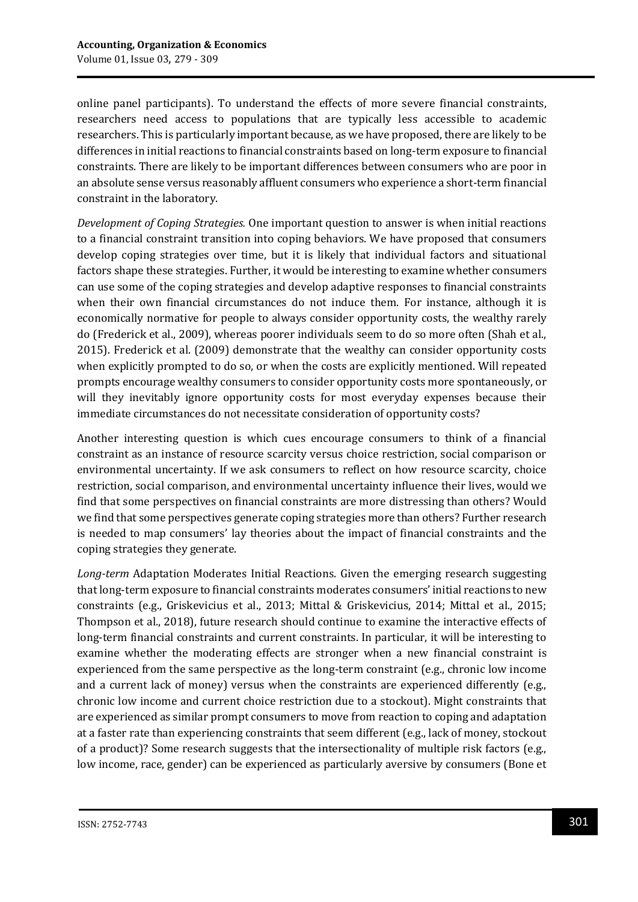online panel participants). To understand the effects of more severe financial constraints, researchers need access to populations that are typically less accessible to academic researchers. This is particularly important because, as we have proposed, there are likely to be differences in initial reactions to financial constraints based on long-term exposure to financial constraints. There are likely to be important differences between consumers who are poor in an absolute sense versus reasonably affluent consumers who experience a short-term financial constraint in the laboratory.

*Development of Coping Strategies.* One important question to answer is when initial reactions to a financial constraint transition into coping behaviors. We have proposed that consumers develop coping strategies over time, but it is likely that individual factors and situational factors shape these strategies. Further, it would be interesting to examine whether consumers can use some of the coping strategies and develop adaptive responses to financial constraints when their own financial circumstances do not induce them. For instance, although it is economically normative for people to always consider opportunity costs, the wealthy rarely do (Frederick et al., 2009), whereas poorer individuals seem to do so more often (Shah et al., 2015). Frederick et al. (2009) demonstrate that the wealthy can consider opportunity costs when explicitly prompted to do so, or when the costs are explicitly mentioned. Will repeated prompts encourage wealthy consumers to consider opportunity costs more spontaneously, or will they inevitably ignore opportunity costs for most everyday expenses because their immediate circumstances do not necessitate consideration of opportunity costs?

Another interesting question is which cues encourage consumers to think of a financial constraint as an instance of resource scarcity versus choice restriction, social comparison or environmental uncertainty. If we ask consumers to reflect on how resource scarcity, choice restriction, social comparison, and environmental uncertainty influence their lives, would we find that some perspectives on financial constraints are more distressing than others? Would we find that some perspectives generate coping strategies more than others? Further research is needed to map consumers' lay theories about the impact of financial constraints and the coping strategies they generate.

*Long-term* Adaptation Moderates Initial Reactions. Given the emerging research suggesting that long-term exposure to financial constraints moderates consumers' initial reactions to new constraints (e.g., Griskevicius et al., 2013; Mittal & Griskevicius, 2014; Mittal et al., 2015; Thompson et al., 2018), future research should continue to examine the interactive effects of long-term financial constraints and current constraints. In particular, it will be interesting to examine whether the moderating effects are stronger when a new financial constraint is experienced from the same perspective as the long-term constraint (e.g., chronic low income and a current lack of money) versus when the constraints are experienced differently (e.g., chronic low income and current choice restriction due to a stockout). Might constraints that are experienced as similar prompt consumers to move from reaction to coping and adaptation at a faster rate than experiencing constraints that seem different (e.g., lack of money, stockout of a product)? Some research suggests that the intersectionality of multiple risk factors (e.g., low income, race, gender) can be experienced as particularly aversive by consumers (Bone et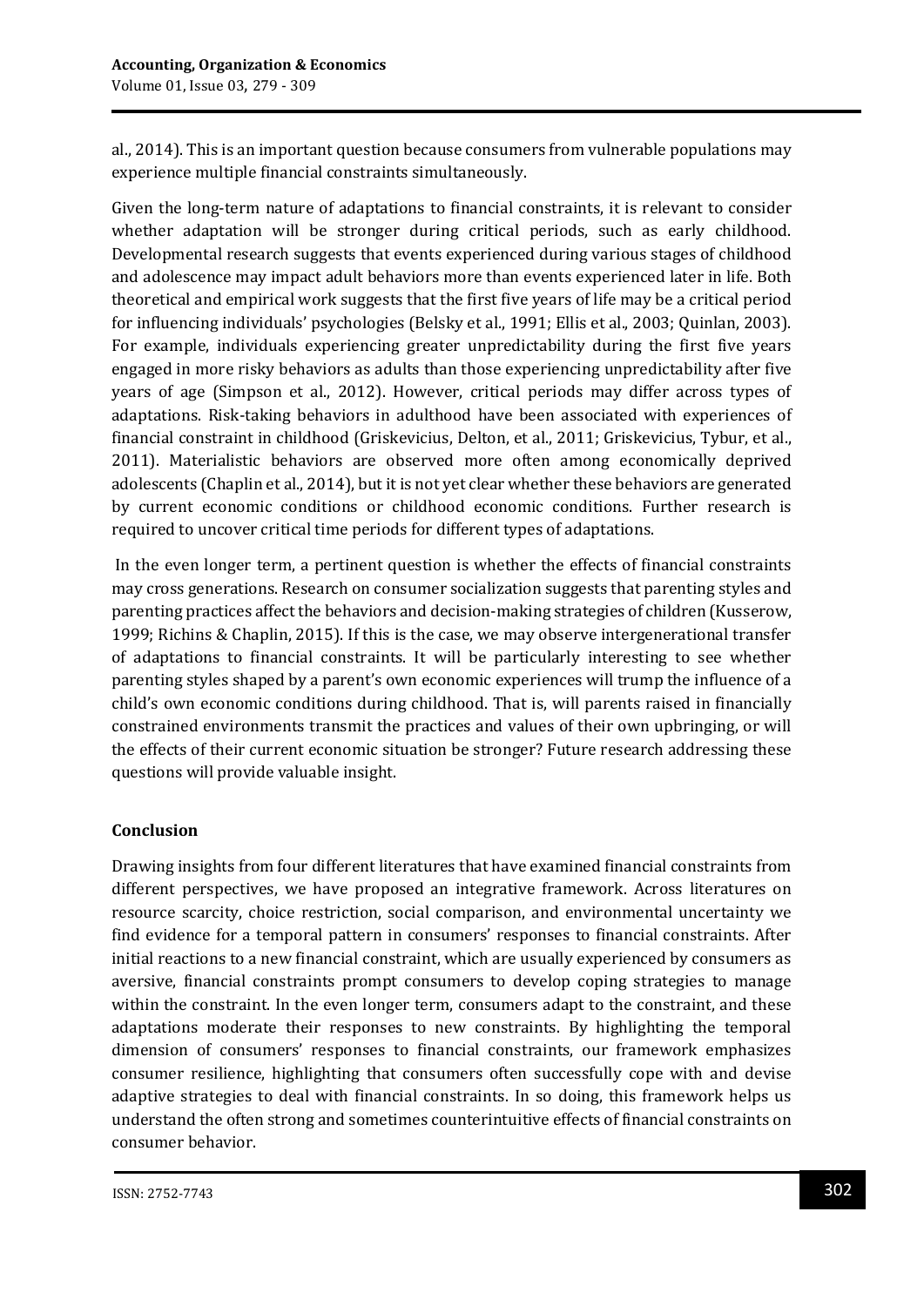al., 2014). This is an important question because consumers from vulnerable populations may experience multiple financial constraints simultaneously.

Given the long-term nature of adaptations to financial constraints, it is relevant to consider whether adaptation will be stronger during critical periods, such as early childhood. Developmental research suggests that events experienced during various stages of childhood and adolescence may impact adult behaviors more than events experienced later in life. Both theoretical and empirical work suggests that the first five years of life may be a critical period for influencing individuals' psychologies (Belsky et al., 1991; Ellis et al., 2003; Quinlan, 2003). For example, individuals experiencing greater unpredictability during the first five years engaged in more risky behaviors as adults than those experiencing unpredictability after five years of age (Simpson et al., 2012). However, critical periods may differ across types of adaptations. Risk-taking behaviors in adulthood have been associated with experiences of financial constraint in childhood (Griskevicius, Delton, et al., 2011; Griskevicius, Tybur, et al., 2011). Materialistic behaviors are observed more often among economically deprived adolescents (Chaplin et al., 2014), but it is not yet clear whether these behaviors are generated by current economic conditions or childhood economic conditions. Further research is required to uncover critical time periods for different types of adaptations.

In the even longer term, a pertinent question is whether the effects of financial constraints may cross generations. Research on consumer socialization suggests that parenting styles and parenting practices affect the behaviors and decision-making strategies of children (Kusserow, 1999; Richins & Chaplin, 2015). If this is the case, we may observe intergenerational transfer of adaptations to financial constraints. It will be particularly interesting to see whether parenting styles shaped by a parent's own economic experiences will trump the influence of a child's own economic conditions during childhood. That is, will parents raised in financially constrained environments transmit the practices and values of their own upbringing, or will the effects of their current economic situation be stronger? Future research addressing these questions will provide valuable insight.

## Conclusion

Drawing insights from four different literatures that have examined financial constraints from different perspectives, we have proposed an integrative framework. Across literatures on resource scarcity, choice restriction, social comparison, and environmental uncertainty we find evidence for a temporal pattern in consumers' responses to financial constraints. After initial reactions to a new financial constraint, which are usually experienced by consumers as aversive, financial constraints prompt consumers to develop coping strategies to manage within the constraint. In the even longer term, consumers adapt to the constraint, and these adaptations moderate their responses to new constraints. By highlighting the temporal dimension of consumers' responses to financial constraints, our framework emphasizes consumer resilience, highlighting that consumers often successfully cope with and devise adaptive strategies to deal with financial constraints. In so doing, this framework helps us understand the often strong and sometimes counterintuitive effects of financial constraints on consumer behavior.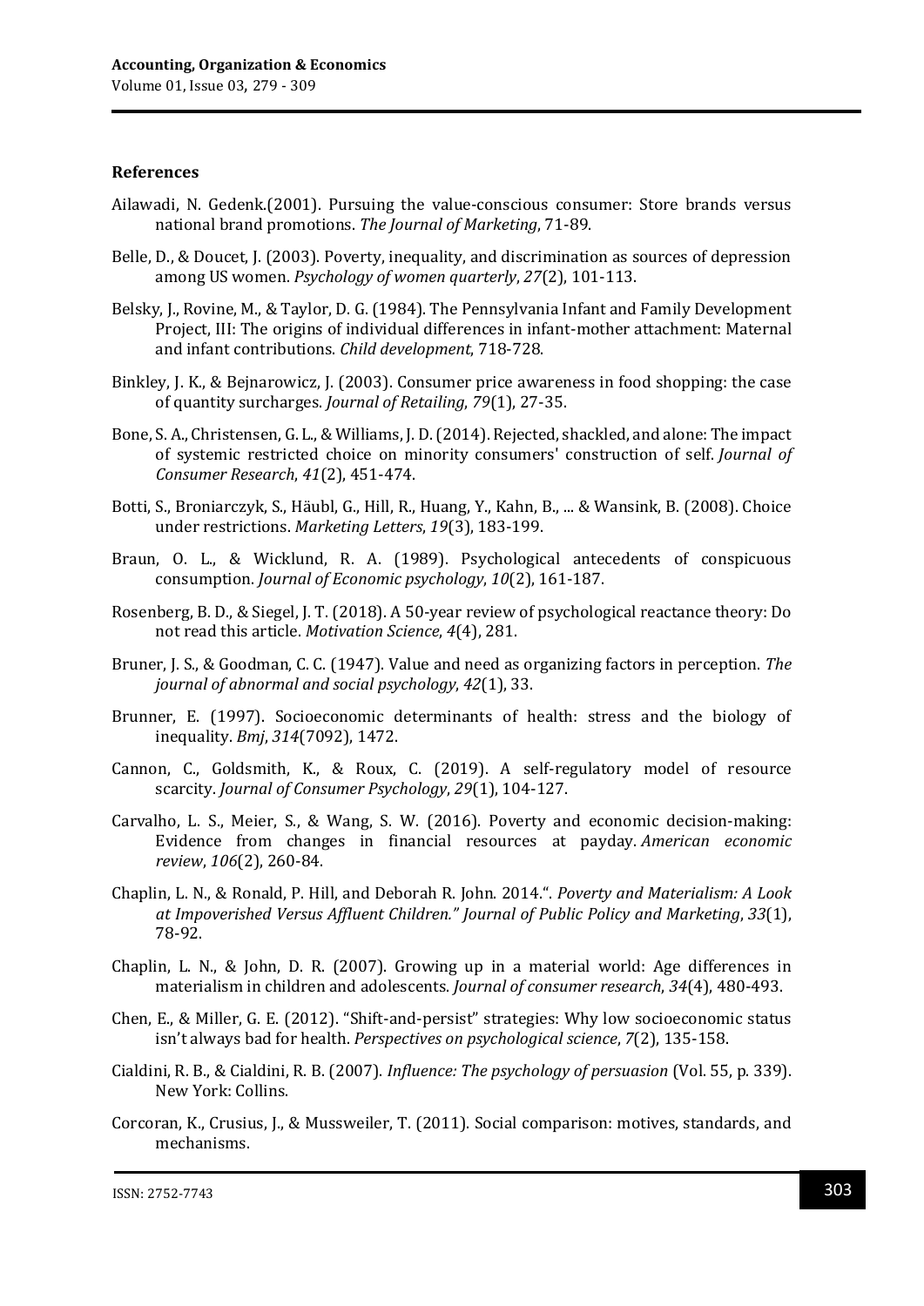### References

Ailawadi, N. Gedenk.(2001). Pursuing the value-conscious consumer: Store brands versus national brand promotions. *The Journal of Marketing*, 71-89.

Belle, D., & Doucet, J. (2003). Poverty, inequality, and discrimination as sources of depression among US women. *Psychology of women quarterly*, *27*(2), 101-113.

Belsky, J., Rovine, M., & Taylor, D. G. (1984). The Pennsylvania Infant and Family Development Project, III: The origins of individual differences in infant-mother attachment: Maternal and infant contributions. *Child development*, 718-728.

Binkley, J. K., & Bejnarowicz, J. (2003). Consumer price awareness in food shopping: the case of quantity surcharges. *Journal of Retailing*, *79*(1), 27-35.

Bone, S. A., Christensen, G. L., & Williams, J. D. (2014). Rejected, shackled, and alone: The impact of systemic restricted choice on minority consumers' construction of self. *Journal of Consumer Research*, *41*(2), 451-474.

Botti, S., Broniarczyk, S., Häubl, G., Hill, R., Huang, Y., Kahn, B., ... & Wansink, B. (2008). Choice under restrictions. *Marketing Letters*, *19*(3), 183-199.

Braun, O. L., & Wicklund, R. A. (1989). Psychological antecedents of conspicuous consumption. *Journal of Economic psychology*, *10*(2), 161-187.

Rosenberg, B. D., & Siegel, J. T. (2018). A 50-year review of psychological reactance theory: Do not read this article. *Motivation Science*, *4*(4), 281.

Bruner, J. S., & Goodman, C. C. (1947). Value and need as organizing factors in perception. *The journal of abnormal and social psychology*, *42*(1), 33.

Brunner, E. (1997). Socioeconomic determinants of health: stress and the biology of inequality. *Bmj*, *314*(7092), 1472.

Cannon, C., Goldsmith, K., & Roux, C. (2019). A self-regulatory model of resource scarcity. *Journal of Consumer Psychology*, *29*(1), 104-127.

Carvalho, L. S., Meier, S., & Wang, S. W. (2016). Poverty and economic decision-making: Evidence from changes in financial resources at payday. *American economic review*, *106*(2), 260-84.

Chaplin, L. N., & Ronald, P. Hill, and Deborah R. John. 2014.". *Poverty and Materialism: A Look at Impoverished Versus Affluent Children." Journal of Public Policy and Marketing*, *33*(1), 78-92.

Chaplin, L. N., & John, D. R. (2007). Growing up in a material world: Age differences in materialism in children and adolescents. *Journal of consumer research*, *34*(4), 480-493.

Chen, E., & Miller, G. E. (2012). "Shift-and-persist" strategies: Why low socioeconomic status isn't always bad for health. *Perspectives on psychological science*, *7*(2), 135-158.

Cialdini, R. B., & Cialdini, R. B. (2007). *Influence: The psychology of persuasion* (Vol. 55, p. 339). New York: Collins.

Corcoran, K., Crusius, J., & Mussweiler, T. (2011). Social comparison: motives, standards, and mechanisms.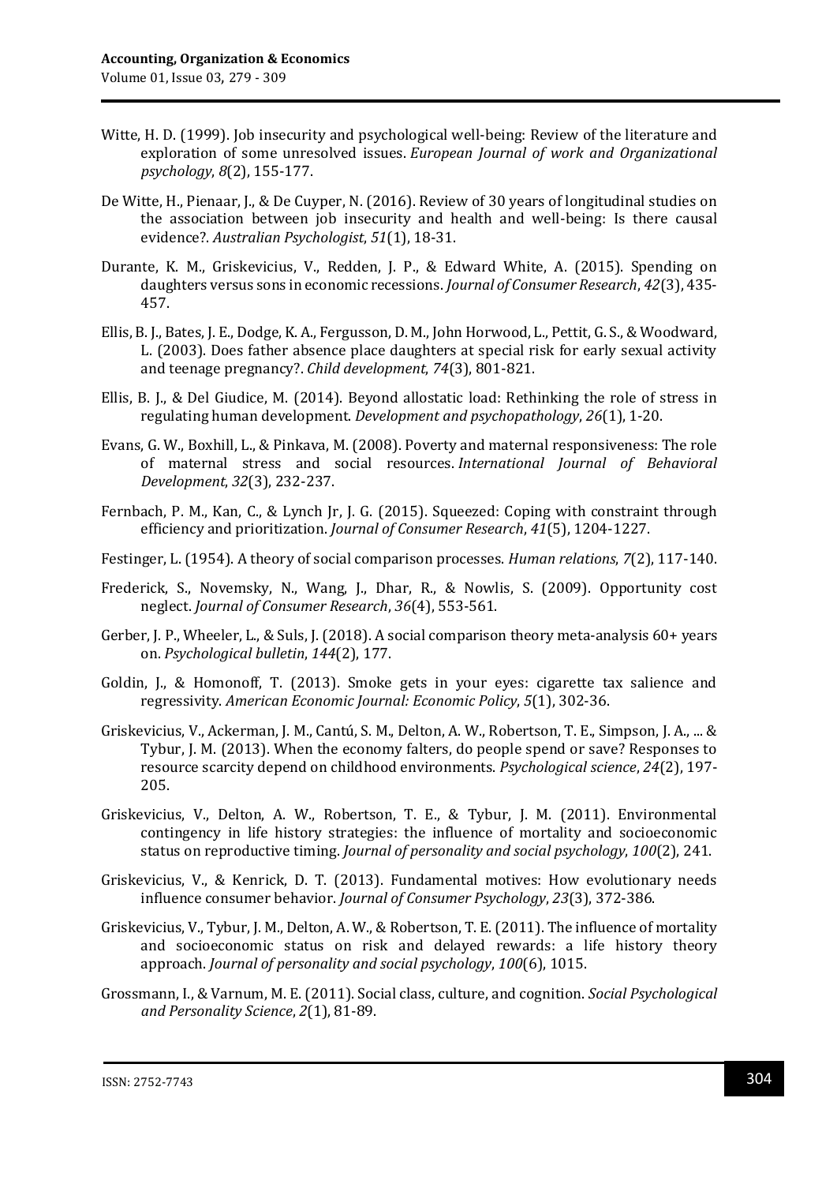Witte, H. D. (1999). Job insecurity and psychological well-being: Review of the literature and exploration of some unresolved issues. *European Journal of work and Organizational psychology*, *8*(2), 155-177.

De Witte, H., Pienaar, J., & De Cuyper, N. (2016). Review of 30 years of longitudinal studies on the association between job insecurity and health and well-being: Is there causal evidence?. *Australian Psychologist*, *51*(1), 18-31.

Durante, K. M., Griskevicius, V., Redden, J. P., & Edward White, A. (2015). Spending on daughters versus sons in economic recessions. *Journal of Consumer Research*, *42*(3), 435-457.

Ellis, B. J., Bates, J. E., Dodge, K. A., Fergusson, D. M., John Horwood, L., Pettit, G. S., & Woodward, L. (2003). Does father absence place daughters at special risk for early sexual activity and teenage pregnancy?. *Child development*, *74*(3), 801-821.

Ellis, B. J., & Del Giudice, M. (2014). Beyond allostatic load: Rethinking the role of stress in regulating human development. *Development and psychopathology*, *26*(1), 1-20.

Evans, G. W., Boxhill, L., & Pinkava, M. (2008). Poverty and maternal responsiveness: The role of maternal stress and social resources. *International Journal of Behavioral Development*, *32*(3), 232-237.

Fernbach, P. M., Kan, C., & Lynch Jr, J. G. (2015). Squeezed: Coping with constraint through efficiency and prioritization. *Journal of Consumer Research*, *41*(5), 1204-1227.

Festinger, L. (1954). A theory of social comparison processes. *Human relations*, *7*(2), 117-140.

Frederick, S., Novemsky, N., Wang, J., Dhar, R., & Nowlis, S. (2009). Opportunity cost neglect. *Journal of Consumer Research*, *36*(4), 553-561.

Gerber, J. P., Wheeler, L., & Suls, J. (2018). A social comparison theory meta-analysis 60+ years on. *Psychological bulletin*, *144*(2), 177.

Goldin, J., & Homonoff, T. (2013). Smoke gets in your eyes: cigarette tax salience and regressivity. *American Economic Journal: Economic Policy*, *5*(1), 302-36.

Griskevicius, V., Ackerman, J. M., Cantú, S. M., Delton, A. W., Robertson, T. E., Simpson, J. A., ... & Tybur, J. M. (2013). When the economy falters, do people spend or save? Responses to resource scarcity depend on childhood environments. *Psychological science*, *24*(2), 197-205.

Griskevicius, V., Delton, A. W., Robertson, T. E., & Tybur, J. M. (2011). Environmental contingency in life history strategies: the influence of mortality and socioeconomic status on reproductive timing. *Journal of personality and social psychology*, *100*(2), 241.

Griskevicius, V., & Kenrick, D. T. (2013). Fundamental motives: How evolutionary needs influence consumer behavior. *Journal of Consumer Psychology*, *23*(3), 372-386.

Griskevicius, V., Tybur, J. M., Delton, A. W., & Robertson, T. E. (2011). The influence of mortality and socioeconomic status on risk and delayed rewards: a life history theory approach. *Journal of personality and social psychology*, *100*(6), 1015.

Grossmann, I., & Varnum, M. E. (2011). Social class, culture, and cognition. *Social Psychological and Personality Science*, *2*(1), 81-89.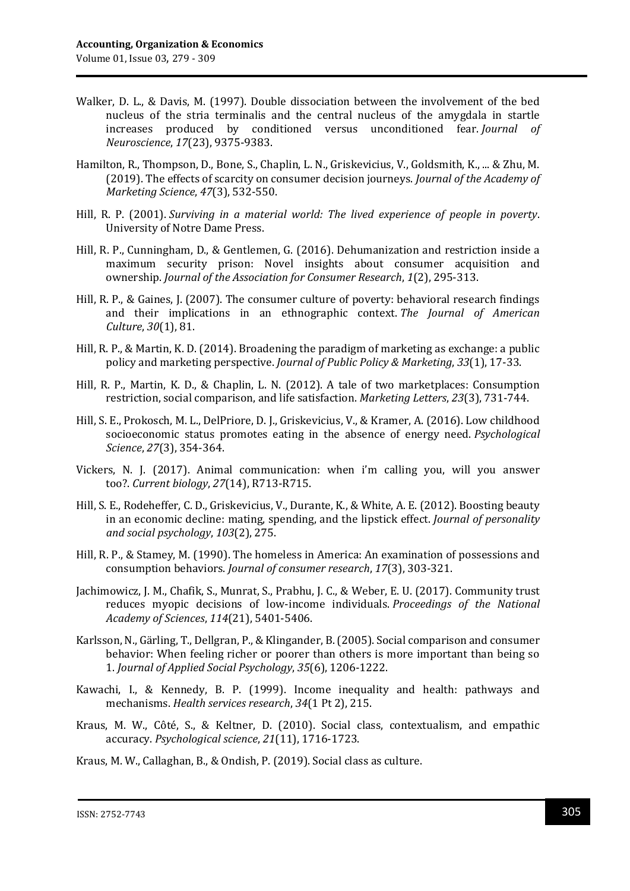Walker, D. L., & Davis, M. (1997). Double dissociation between the involvement of the bed nucleus of the stria terminalis and the central nucleus of the amygdala in startle increases produced by conditioned versus unconditioned fear. *Journal of Neuroscience*, *17*(23), 9375-9383.

Hamilton, R., Thompson, D., Bone, S., Chaplin, L. N., Griskevicius, V., Goldsmith, K., ... & Zhu, M. (2019). The effects of scarcity on consumer decision journeys. *Journal of the Academy of Marketing Science*, *47*(3), 532-550.

Hill, R. P. (2001). *Surviving in a material world: The lived experience of people in poverty*. University of Notre Dame Press.

Hill, R. P., Cunningham, D., & Gentlemen, G. (2016). Dehumanization and restriction inside a maximum security prison: Novel insights about consumer acquisition and ownership. *Journal of the Association for Consumer Research*, *1*(2), 295-313.

Hill, R. P., & Gaines, J. (2007). The consumer culture of poverty: behavioral research findings and their implications in an ethnographic context. *The Journal of American Culture*, *30*(1), 81.

Hill, R. P., & Martin, K. D. (2014). Broadening the paradigm of marketing as exchange: a public policy and marketing perspective. *Journal of Public Policy & Marketing*, *33*(1), 17-33.

Hill, R. P., Martin, K. D., & Chaplin, L. N. (2012). A tale of two marketplaces: Consumption restriction, social comparison, and life satisfaction. *Marketing Letters*, *23*(3), 731-744.

Hill, S. E., Prokosch, M. L., DelPriore, D. J., Griskevicius, V., & Kramer, A. (2016). Low childhood socioeconomic status promotes eating in the absence of energy need. *Psychological Science*, *27*(3), 354-364.

Vickers, N. J. (2017). Animal communication: when i'm calling you, will you answer too?. *Current biology*, *27*(14), R713-R715.

Hill, S. E., Rodeheffer, C. D., Griskevicius, V., Durante, K., & White, A. E. (2012). Boosting beauty in an economic decline: mating, spending, and the lipstick effect. *Journal of personality and social psychology*, *103*(2), 275.

Hill, R. P., & Stamey, M. (1990). The homeless in America: An examination of possessions and consumption behaviors. *Journal of consumer research*, *17*(3), 303-321.

Jachimowicz, J. M., Chafik, S., Munrat, S., Prabhu, J. C., & Weber, E. U. (2017). Community trust reduces myopic decisions of low-income individuals. *Proceedings of the National Academy of Sciences*, *114*(21), 5401-5406.

Karlsson, N., Gärling, T., Dellgran, P., & Klingander, B. (2005). Social comparison and consumer behavior: When feeling richer or poorer than others is more important than being so 1. *Journal of Applied Social Psychology*, *35*(6), 1206-1222.

Kawachi, I., & Kennedy, B. P. (1999). Income inequality and health: pathways and mechanisms. *Health services research*, *34*(1 Pt 2), 215.

Kraus, M. W., Côté, S., & Keltner, D. (2010). Social class, contextualism, and empathic accuracy. *Psychological science*, *21*(11), 1716-1723.

Kraus, M. W., Callaghan, B., & Ondish, P. (2019). Social class as culture.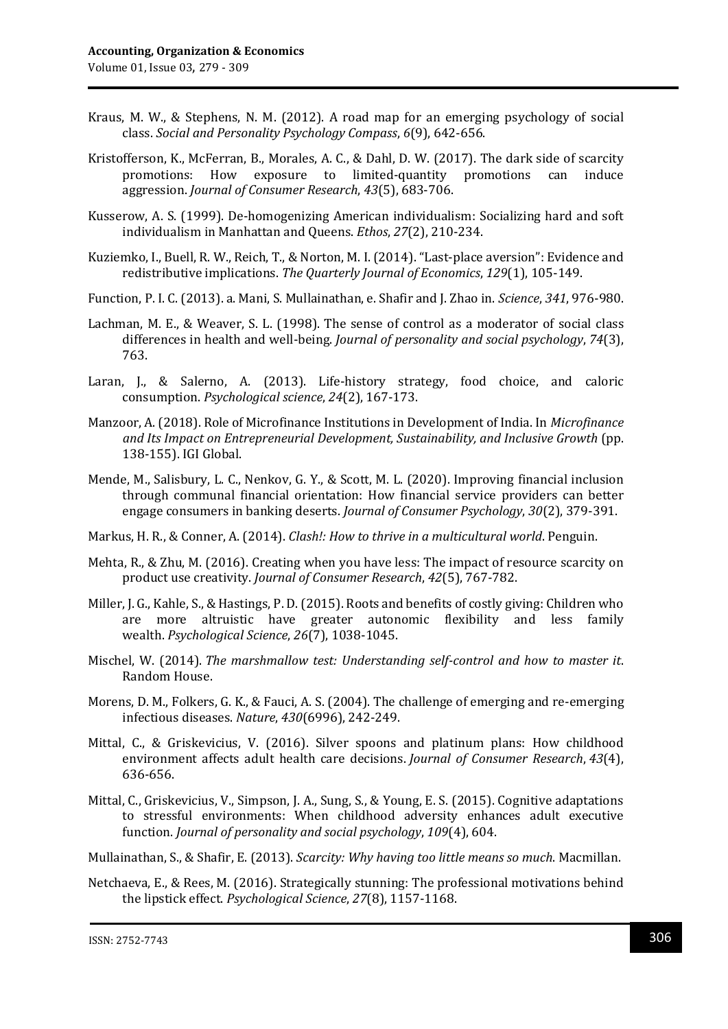Kraus, M. W., & Stephens, N. M. (2012). A road map for an emerging psychology of social class. *Social and Personality Psychology Compass*, *6*(9), 642-656.

Kristofferson, K., McFerran, B., Morales, A. C., & Dahl, D. W. (2017). The dark side of scarcity promotions: How exposure to limited-quantity promotions can induce aggression. *Journal of Consumer Research*, *43*(5), 683-706.

Kusserow, A. S. (1999). De-homogenizing American individualism: Socializing hard and soft individualism in Manhattan and Queens. *Ethos*, *27*(2), 210-234.

Kuziemko, I., Buell, R. W., Reich, T., & Norton, M. I. (2014). "Last-place aversion": Evidence and redistributive implications. *The Quarterly Journal of Economics*, *129*(1), 105-149.

Function, P. I. C. (2013). a. Mani, S. Mullainathan, e. Shafir and J. Zhao in. *Science*, *341*, 976-980.

Lachman, M. E., & Weaver, S. L. (1998). The sense of control as a moderator of social class differences in health and well-being. *Journal of personality and social psychology*, *74*(3), 763.

Laran, J., & Salerno, A. (2013). Life-history strategy, food choice, and caloric consumption. *Psychological science*, *24*(2), 167-173.

Manzoor, A. (2018). Role of Microfinance Institutions in Development of India. In *Microfinance and Its Impact on Entrepreneurial Development, Sustainability, and Inclusive Growth* (pp. 138-155). IGI Global.

Mende, M., Salisbury, L. C., Nenkov, G. Y., & Scott, M. L. (2020). Improving financial inclusion through communal financial orientation: How financial service providers can better engage consumers in banking deserts. *Journal of Consumer Psychology*, *30*(2), 379-391.

Markus, H. R., & Conner, A. (2014). *Clash!: How to thrive in a multicultural world*. Penguin.

Mehta, R., & Zhu, M. (2016). Creating when you have less: The impact of resource scarcity on product use creativity. *Journal of Consumer Research*, *42*(5), 767-782.

Miller, J. G., Kahle, S., & Hastings, P. D. (2015). Roots and benefits of costly giving: Children who are more altruistic have greater autonomic flexibility and less family wealth. *Psychological Science*, *26*(7), 1038-1045.

Mischel, W. (2014). *The marshmallow test: Understanding self-control and how to master it*. Random House.

Morens, D. M., Folkers, G. K., & Fauci, A. S. (2004). The challenge of emerging and re-emerging infectious diseases. *Nature*, *430*(6996), 242-249.

Mittal, C., & Griskevicius, V. (2016). Silver spoons and platinum plans: How childhood environment affects adult health care decisions. *Journal of Consumer Research*, *43*(4), 636-656.

Mittal, C., Griskevicius, V., Simpson, J. A., Sung, S., & Young, E. S. (2015). Cognitive adaptations to stressful environments: When childhood adversity enhances adult executive function. *Journal of personality and social psychology*, *109*(4), 604.

Mullainathan, S., & Shafir, E. (2013). *Scarcity: Why having too little means so much*. Macmillan.

Netchaeva, E., & Rees, M. (2016). Strategically stunning: The professional motivations behind the lipstick effect. *Psychological Science*, *27*(8), 1157-1168.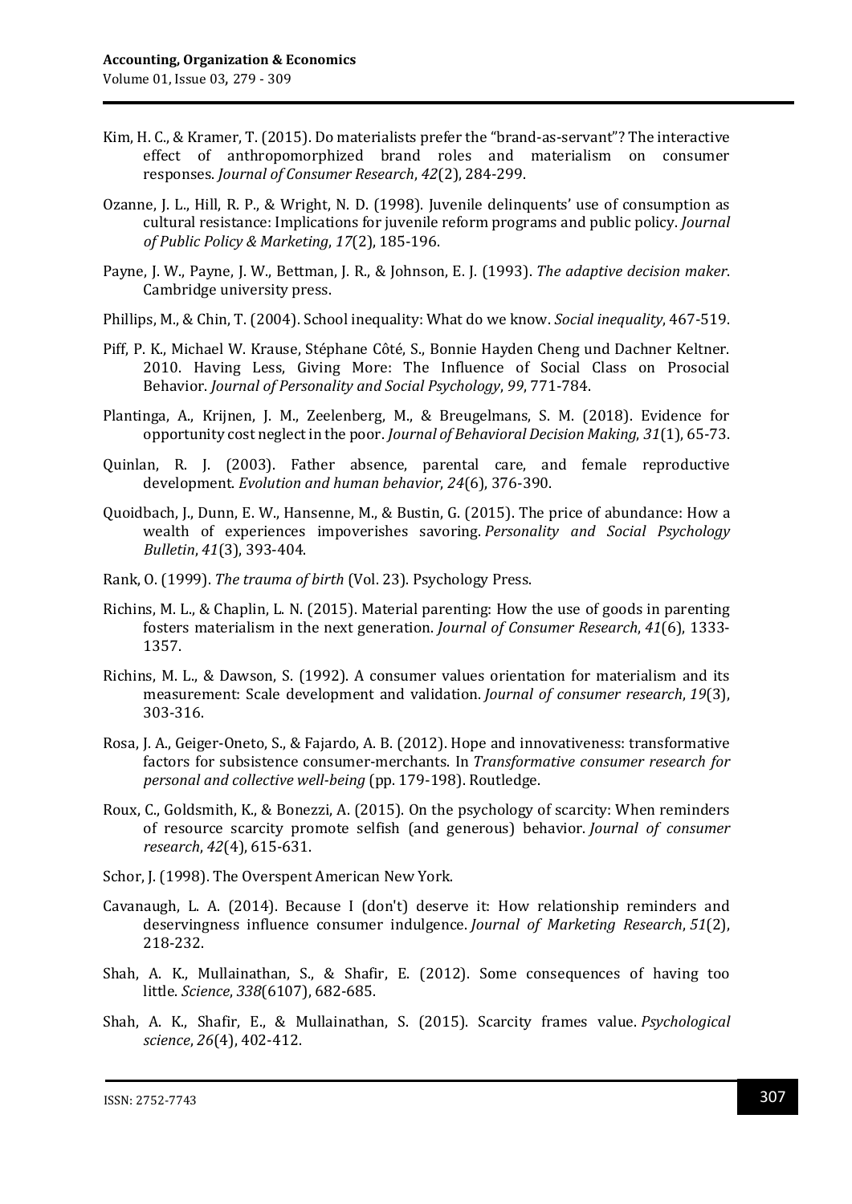Kim, H. C., & Kramer, T. (2015). Do materialists prefer the "brand-as-servant"? The interactive effect of anthropomorphized brand roles and materialism on consumer responses. *Journal of Consumer Research*, *42*(2), 284-299.

Ozanne, J. L., Hill, R. P., & Wright, N. D. (1998). Juvenile delinquents' use of consumption as cultural resistance: Implications for juvenile reform programs and public policy. *Journal of Public Policy & Marketing*, *17*(2), 185-196.

Payne, J. W., Payne, J. W., Bettman, J. R., & Johnson, E. J. (1993). *The adaptive decision maker*. Cambridge university press.

Phillips, M., & Chin, T. (2004). School inequality: What do we know. *Social inequality*, 467-519.

Piff, P. K., Michael W. Krause, Stéphane Côté, S., Bonnie Hayden Cheng und Dachner Keltner. 2010. Having Less, Giving More: The Influence of Social Class on Prosocial Behavior. *Journal of Personality and Social Psychology*, *99*, 771-784.

Plantinga, A., Krijnen, J. M., Zeelenberg, M., & Breugelmans, S. M. (2018). Evidence for opportunity cost neglect in the poor. *Journal of Behavioral Decision Making*, *31*(1), 65-73.

Quinlan, R. J. (2003). Father absence, parental care, and female reproductive development. *Evolution and human behavior*, *24*(6), 376-390.

Quoidbach, J., Dunn, E. W., Hansenne, M., & Bustin, G. (2015). The price of abundance: How a wealth of experiences impoverishes savoring. *Personality and Social Psychology Bulletin*, *41*(3), 393-404.

Rank, O. (1999). *The trauma of birth* (Vol. 23). Psychology Press.

Richins, M. L., & Chaplin, L. N. (2015). Material parenting: How the use of goods in parenting fosters materialism in the next generation. *Journal of Consumer Research*, *41*(6), 1333-1357.

Richins, M. L., & Dawson, S. (1992). A consumer values orientation for materialism and its measurement: Scale development and validation. *Journal of consumer research*, *19*(3), 303-316.

Rosa, J. A., Geiger-Oneto, S., & Fajardo, A. B. (2012). Hope and innovativeness: transformative factors for subsistence consumer-merchants. In *Transformative consumer research for personal and collective well-being* (pp. 179-198). Routledge.

Roux, C., Goldsmith, K., & Bonezzi, A. (2015). On the psychology of scarcity: When reminders of resource scarcity promote selfish (and generous) behavior. *Journal of consumer research*, *42*(4), 615-631.

Schor, J. (1998). The Overspent American New York.

Cavanaugh, L. A. (2014). Because I (don't) deserve it: How relationship reminders and deservingness influence consumer indulgence. *Journal of Marketing Research*, *51*(2), 218-232.

Shah, A. K., Mullainathan, S., & Shafir, E. (2012). Some consequences of having too little. *Science*, *338*(6107), 682-685.

Shah, A. K., Shafir, E., & Mullainathan, S. (2015). Scarcity frames value. *Psychological science*, *26*(4), 402-412.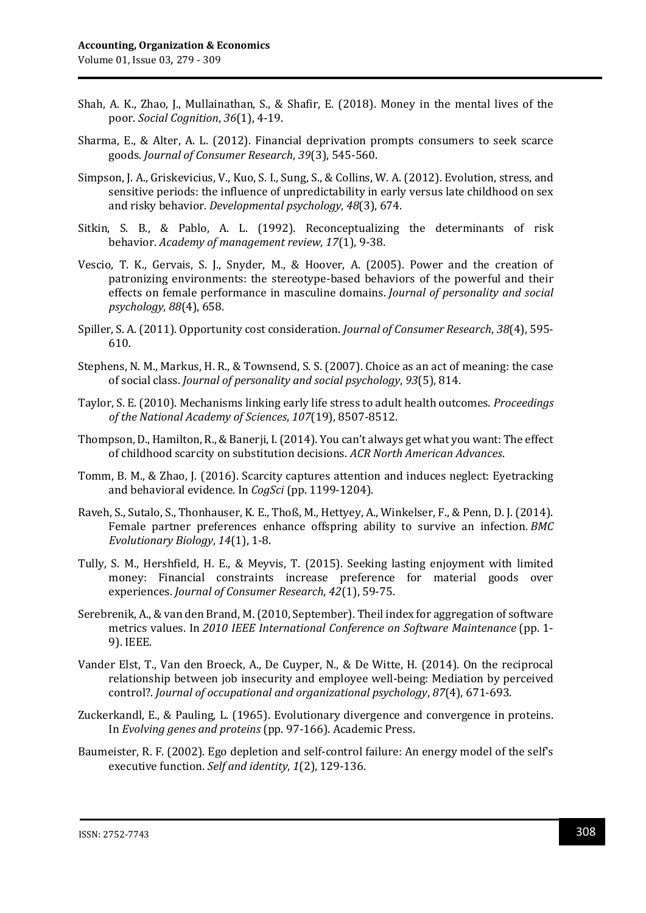Shah, A. K., Zhao, J., Mullainathan, S., & Shafir, E. (2018). Money in the mental lives of the poor. *Social Cognition*, *36*(1), 4-19.

Sharma, E., & Alter, A. L. (2012). Financial deprivation prompts consumers to seek scarce goods. *Journal of Consumer Research*, *39*(3), 545-560.

Simpson, J. A., Griskevicius, V., Kuo, S. I., Sung, S., & Collins, W. A. (2012). Evolution, stress, and sensitive periods: the influence of unpredictability in early versus late childhood on sex and risky behavior. *Developmental psychology*, *48*(3), 674.

Sitkin, S. B., & Pablo, A. L. (1992). Reconceptualizing the determinants of risk behavior. *Academy of management review*, *17*(1), 9-38.

Vescio, T. K., Gervais, S. J., Snyder, M., & Hoover, A. (2005). Power and the creation of patronizing environments: the stereotype-based behaviors of the powerful and their effects on female performance in masculine domains. *Journal of personality and social psychology*, *88*(4), 658.

Spiller, S. A. (2011). Opportunity cost consideration. *Journal of Consumer Research*, *38*(4), 595-610.

Stephens, N. M., Markus, H. R., & Townsend, S. S. (2007). Choice as an act of meaning: the case of social class. *Journal of personality and social psychology*, *93*(5), 814.

Taylor, S. E. (2010). Mechanisms linking early life stress to adult health outcomes. *Proceedings of the National Academy of Sciences*, *107*(19), 8507-8512.

Thompson, D., Hamilton, R., & Banerji, I. (2014). You can't always get what you want: The effect of childhood scarcity on substitution decisions. *ACR North American Advances*.

Tomm, B. M., & Zhao, J. (2016). Scarcity captures attention and induces neglect: Eyetracking and behavioral evidence. In *CogSci* (pp. 1199-1204).

Raveh, S., Sutalo, S., Thonhauser, K. E., Thoß, M., Hettyey, A., Winkelser, F., & Penn, D. J. (2014). Female partner preferences enhance offspring ability to survive an infection. *BMC Evolutionary Biology*, *14*(1), 1-8.

Tully, S. M., Hershfield, H. E., & Meyvis, T. (2015). Seeking lasting enjoyment with limited money: Financial constraints increase preference for material goods over experiences. *Journal of Consumer Research*, *42*(1), 59-75.

Serebrenik, A., & van den Brand, M. (2010, September). Theil index for aggregation of software metrics values. In *2010 IEEE International Conference on Software Maintenance* (pp. 1-9). IEEE.

Vander Elst, T., Van den Broeck, A., De Cuyper, N., & De Witte, H. (2014). On the reciprocal relationship between job insecurity and employee well-being: Mediation by perceived control?. *Journal of occupational and organizational psychology*, *87*(4), 671-693.

Zuckerkandl, E., & Pauling, L. (1965). Evolutionary divergence and convergence in proteins. In *Evolving genes and proteins* (pp. 97-166). Academic Press.

Baumeister, R. F. (2002). Ego depletion and self-control failure: An energy model of the self's executive function. *Self and identity*, *1*(2), 129-136.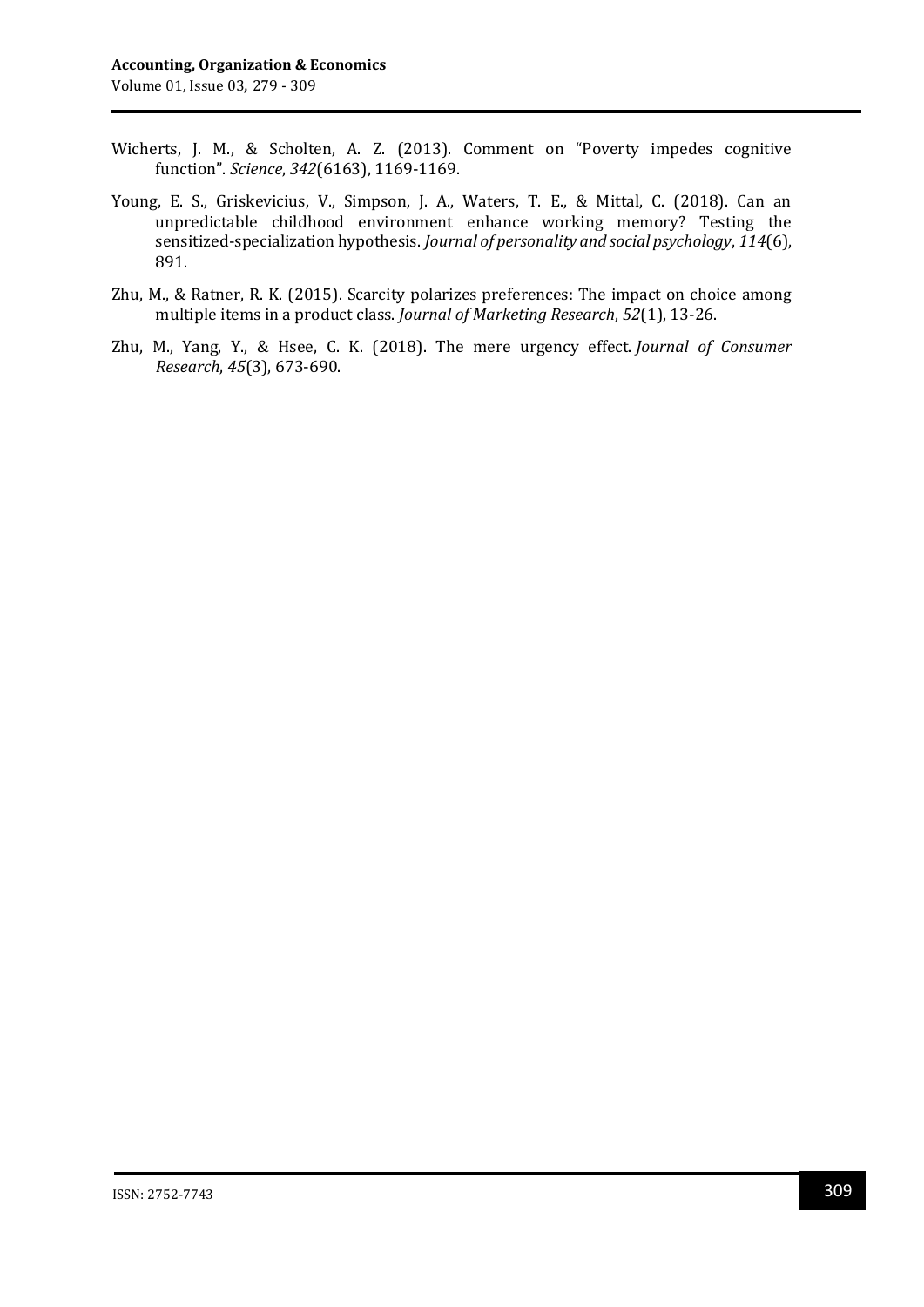Wicherts, J. M., & Scholten, A. Z. (2013). Comment on "Poverty impedes cognitive function". *Science*, *342*(6163), 1169-1169.

Young, E. S., Griskevicius, V., Simpson, J. A., Waters, T. E., & Mittal, C. (2018). Can an unpredictable childhood environment enhance working memory? Testing the sensitized-specialization hypothesis. *Journal of personality and social psychology*, *114*(6), 891.

Zhu, M., & Ratner, R. K. (2015). Scarcity polarizes preferences: The impact on choice among multiple items in a product class. *Journal of Marketing Research*, *52*(1), 13-26.

Zhu, M., Yang, Y., & Hsee, C. K. (2018). The mere urgency effect. *Journal of Consumer Research*, *45*(3), 673-690.